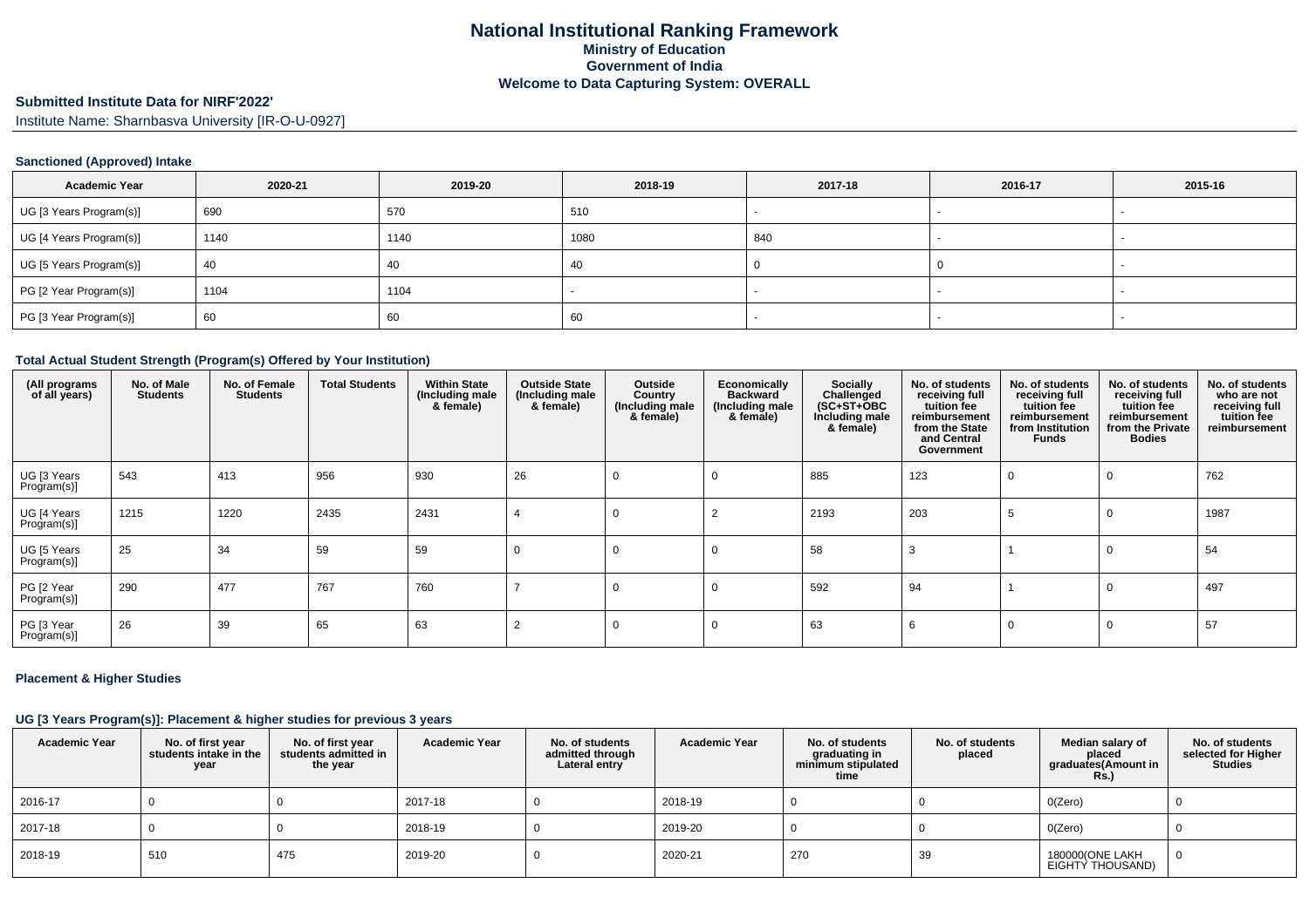# National Institutional Ranking Framework
## Ministry of Education
## Government of India
## Welcome to Data Capturing System: OVERALL

**Submitted Institute Data for NIRF'2022'**

Institute Name: Sharnbasva University [IR-O-U-0927]

### Sanctioned (Approved) Intake

| Academic Year | 2020-21 | 2019-20 | 2018-19 | 2017-18 | 2016-17 | 2015-16 |
|---|---|---|---|---|---|---|
| UG [3 Years Program(s)] | 690 | 570 | 510 | - | - | - |
| UG [4 Years Program(s)] | 1140 | 1140 | 1080 | 840 | - | - |
| UG [5 Years Program(s)] | 40 | 40 | 40 | 0 | 0 | - |
| PG [2 Year Program(s)] | 1104 | 1104 | - | - | - | - |
| PG [3 Year Program(s)] | 60 | 60 | 60 | - | - | - |

### Total Actual Student Strength (Program(s) Offered by Your Institution)

| (All programs of all years) | No. of Male Students | No. of Female Students | Total Students | Within State (Including male & female) | Outside State (Including male & female) | Outside Country (Including male & female) | Economically Backward (Including male & female) | Socially Challenged (SC+ST+OBC Including male & female) | No. of students receiving full tuition fee reimbursement from the State and Central Government | No. of students receiving full tuition fee reimbursement from Institution Funds | No. of students receiving full tuition fee reimbursement from the Private Bodies | No. of students who are not receiving full tuition fee reimbursement |
|---|---|---|---|---|---|---|---|---|---|---|---|---|
| UG [3 Years Program(s)] | 543 | 413 | 956 | 930 | 26 | 0 | 0 | 885 | 123 | 0 | 0 | 762 |
| UG [4 Years Program(s)] | 1215 | 1220 | 2435 | 2431 | 4 | 0 | 2 | 2193 | 203 | 5 | 0 | 1987 |
| UG [5 Years Program(s)] | 25 | 34 | 59 | 59 | 0 | 0 | 0 | 58 | 3 | 1 | 0 | 54 |
| PG [2 Year Program(s)] | 290 | 477 | 767 | 760 | 7 | 0 | 0 | 592 | 94 | 1 | 0 | 497 |
| PG [3 Year Program(s)] | 26 | 39 | 65 | 63 | 2 | 0 | 0 | 63 | 6 | 0 | 0 | 57 |

### Placement & Higher Studies

#### UG [3 Years Program(s)]: Placement & higher studies for previous 3 years

| Academic Year | No. of first year students intake in the year | No. of first year students admitted in the year | Academic Year | No. of students admitted through Lateral entry | Academic Year | No. of students graduating in minimum stipulated time | No. of students placed | Median salary of placed graduates(Amount in Rs.) | No. of students selected for Higher Studies |
|---|---|---|---|---|---|---|---|---|---|
| 2016-17 | 0 | 0 | 2017-18 | 0 | 2018-19 | 0 | 0 | 0(Zero) | 0 |
| 2017-18 | 0 | 0 | 2018-19 | 0 | 2019-20 | 0 | 0 | 0(Zero) | 0 |
| 2018-19 | 510 | 475 | 2019-20 | 0 | 2020-21 | 270 | 39 | 180000(ONE LAKH EIGHTY THOUSAND) | 0 |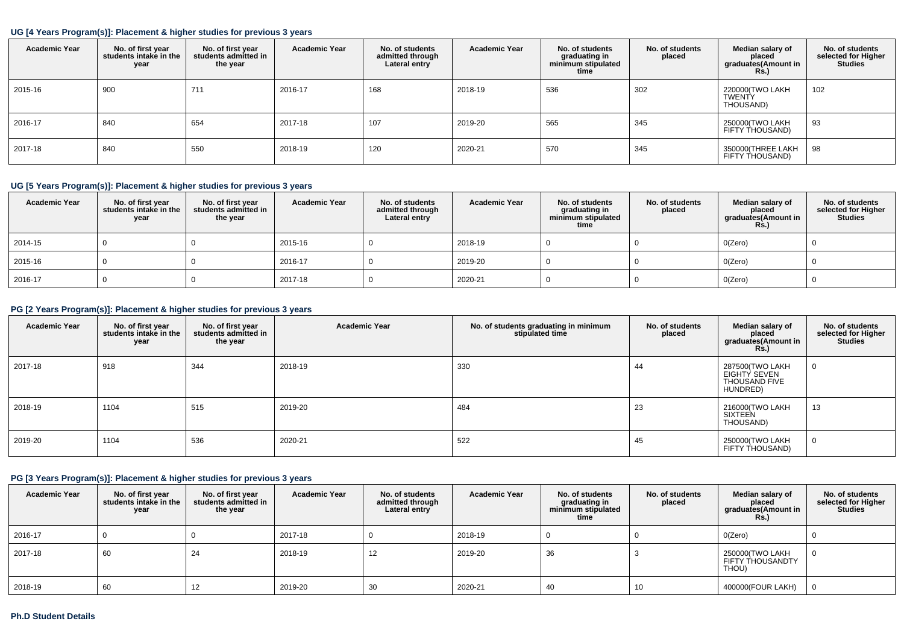### UG [4 Years Program(s)]: Placement & higher studies for previous 3 years

| Academic Year | No. of first year students intake in the year | No. of first year students admitted in the year | Academic Year | No. of students admitted through Lateral entry | Academic Year | No. of students graduating in minimum stipulated time | No. of students placed | Median salary of placed graduates(Amount in Rs.) | No. of students selected for Higher Studies |
|---|---|---|---|---|---|---|---|---|---|
| 2015-16 | 900 | 711 | 2016-17 | 168 | 2018-19 | 536 | 302 | 220000(TWO LAKH TWENTY THOUSAND) | 102 |
| 2016-17 | 840 | 654 | 2017-18 | 107 | 2019-20 | 565 | 345 | 250000(TWO LAKH FIFTY THOUSAND) | 93 |
| 2017-18 | 840 | 550 | 2018-19 | 120 | 2020-21 | 570 | 345 | 350000(THREE LAKH FIFTY THOUSAND) | 98 |

### UG [5 Years Program(s)]: Placement & higher studies for previous 3 years

| Academic Year | No. of first year students intake in the year | No. of first year students admitted in the year | Academic Year | No. of students admitted through Lateral entry | Academic Year | No. of students graduating in minimum stipulated time | No. of students placed | Median salary of placed graduates(Amount in Rs.) | No. of students selected for Higher Studies |
|---|---|---|---|---|---|---|---|---|---|
| 2014-15 | 0 | 0 | 2015-16 | 0 | 2018-19 | 0 | 0 | 0(Zero) | 0 |
| 2015-16 | 0 | 0 | 2016-17 | 0 | 2019-20 | 0 | 0 | 0(Zero) | 0 |
| 2016-17 | 0 | 0 | 2017-18 | 0 | 2020-21 | 0 | 0 | 0(Zero) | 0 |

### PG [2 Years Program(s)]: Placement & higher studies for previous 3 years

| Academic Year | No. of first year students intake in the year | No. of first year students admitted in the year | Academic Year | No. of students graduating in minimum stipulated time | No. of students placed | Median salary of placed graduates(Amount in Rs.) | No. of students selected for Higher Studies |
|---|---|---|---|---|---|---|---|
| 2017-18 | 918 | 344 | 2018-19 | 330 | 44 | 287500(TWO LAKH EIGHTY SEVEN THOUSAND FIVE HUNDRED) | 0 |
| 2018-19 | 1104 | 515 | 2019-20 | 484 | 23 | 216000(TWO LAKH SIXTEEN THOUSAND) | 13 |
| 2019-20 | 1104 | 536 | 2020-21 | 522 | 45 | 250000(TWO LAKH FIFTY THOUSAND) | 0 |

### PG [3 Years Program(s)]: Placement & higher studies for previous 3 years

| Academic Year | No. of first year students intake in the year | No. of first year students admitted in the year | Academic Year | No. of students admitted through Lateral entry | Academic Year | No. of students graduating in minimum stipulated time | No. of students placed | Median salary of placed graduates(Amount in Rs.) | No. of students selected for Higher Studies |
|---|---|---|---|---|---|---|---|---|---|
| 2016-17 | 0 | 0 | 2017-18 | 0 | 2018-19 | 0 | 0 | 0(Zero) | 0 |
| 2017-18 | 60 | 24 | 2018-19 | 12 | 2019-20 | 36 | 3 | 250000(TWO LAKH FIFTY THOUSANDTY THOU) | 0 |
| 2018-19 | 60 | 12 | 2019-20 | 30 | 2020-21 | 40 | 10 | 400000(FOUR LAKH) | 0 |

### Ph.D Student Details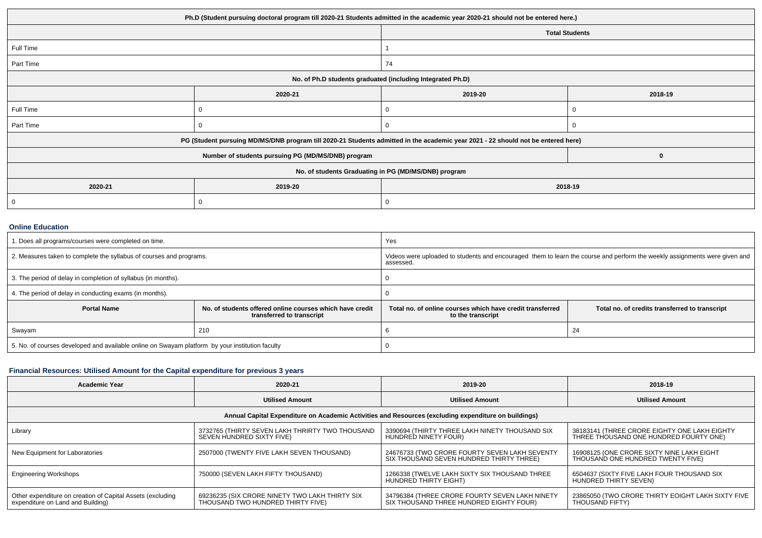| Ph.D (Student pursuing doctoral program till 2020-21 Students admitted in the academic year 2020-21 should not be entered here.) | | | |
|---|---|---|---|
| | | Total Students | |
| Full Time | | 1 | |
| Part Time | | 74 | |
| No. of Ph.D students graduated (including Integrated Ph.D) | | | |
| | 2020-21 | 2019-20 | 2018-19 |
| Full Time | 0 | 0 | 0 |
| Part Time | 0 | 0 | 0 |
| PG (Student pursuing MD/MS/DNB program till 2020-21 Students admitted in the academic year 2021 - 22 should not be entered here) | | | |
| Number of students pursuing PG (MD/MS/DNB) program | | | 0 |
| No. of students Graduating in PG (MD/MS/DNB) program | | | |
| 2020-21 | 2019-20 | 2018-19 | |
| 0 | 0 | 0 | |

### Online Education

| 1. Does all programs/courses were completed on time. | | Yes | |
|---|---|---|---|
| 2. Measures taken to complete the syllabus of courses and programs. | | Videos were uploaded to students and encouraged them to learn the course and perform the weekly assignments were given and assessed. | |
| 3. The period of delay in completion of syllabus (in months). | | 0 | |
| 4. The period of delay in conducting exams (in months). | | 0 | |
| **Portal Name** | **No. of students offered online courses which have credit transferred to transcript** | **Total no. of online courses which have credit transferred to the transcript** | **Total no. of credits transferred to transcript** |
| Swayam | 210 | 6 | 24 |
| 5. No. of courses developed and available online on Swayam platform by your institution faculty | | 0 | |

### Financial Resources: Utilised Amount for the Capital expenditure for previous 3 years

| Academic Year | 2020-21 | 2019-20 | 2018-19 |
|---|---|---|---|
| | Utilised Amount | Utilised Amount | Utilised Amount |
| Annual Capital Expenditure on Academic Activities and Resources (excluding expenditure on buildings) | | | |
| Library | 3732765 (THIRTY SEVEN LAKH THRIRTY TWO THOUSAND SEVEN HUNDRED SIXTY FIVE) | 3390694 (THIRTY THREE LAKH NINETY THOUSAND SIX HUNDRED NINETY FOUR) | 38183141 (THREE CRORE EIGHTY ONE LAKH EIGHTY THREE THOUSAND ONE HUNDRED FOURTY ONE) |
| New Equipment for Laboratories | 2507000 (TWENTY FIVE LAKH SEVEN THOUSAND) | 24676733 (TWO CRORE FOURTY SEVEN LAKH SEVENTY SIX THOUSAND SEVEN HUNDRED THIRTY THREE) | 16908125 (ONE CRORE SIXTY NINE LAKH EIGHT THOUSAND ONE HUNDRED TWENTY FIVE) |
| Engineering Workshops | 750000 (SEVEN LAKH FIFTY THOUSAND) | 1266338 (TWELVE LAKH SIXTY SIX THOUSAND THREE HUNDRED THIRTY EIGHT) | 6504637 (SIXTY FIVE LAKH FOUR THOUSAND SIX HUNDRED THIRTY SEVEN) |
| Other expenditure on creation of Capital Assets (excluding expenditure on Land and Building) | 69236235 (SIX CRORE NINETY TWO LAKH THIRTY SIX THOUSAND TWO HUNDRED THIRTY FIVE) | 34796384 (THREE CRORE FOURTY SEVEN LAKH NINETY SIX THOUSAND THREE HUNDRED EIGHTY FOUR) | 23865050 (TWO CRORE THIRTY EOIGHT LAKH SIXTY FIVE THOUSAND FIFTY) |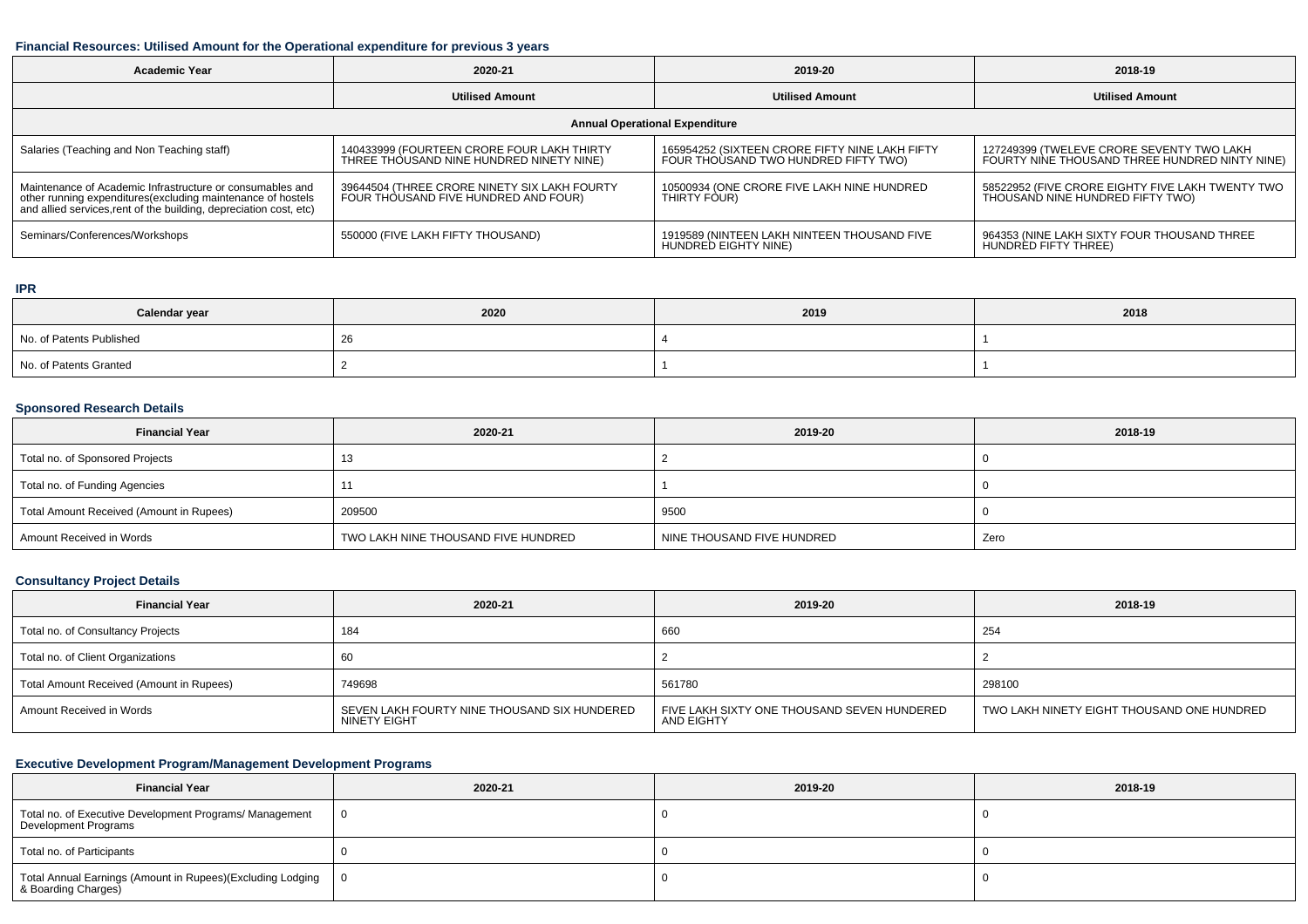### Financial Resources: Utilised Amount for the Operational expenditure for previous 3 years

| Academic Year | 2020-21 | 2019-20 | 2018-19 |
| --- | --- | --- | --- |
| | Utilised Amount | Utilised Amount | Utilised Amount |
| Annual Operational Expenditure | | | |
| Salaries (Teaching and Non Teaching staff) | 140433999 (FOURTEEN CRORE FOUR LAKH THIRTY THREE THOUSAND NINE HUNDRED NINETY NINE) | 165954252 (SIXTEEN CRORE FIFTY NINE LAKH FIFTY FOUR THOUSAND TWO HUNDRED FIFTY TWO) | 127249399 (TWELEVE CRORE SEVENTY TWO LAKH FOURTY NINE THOUSAND THREE HUNDRED NINTY NINE) |
| Maintenance of Academic Infrastructure or consumables and other running expenditures(excluding maintenance of hostels and allied services,rent of the building, depreciation cost, etc) | 39644504 (THREE CRORE NINETY SIX LAKH FOURTY FOUR THOUSAND FIVE HUNDRED AND FOUR) | 10500934 (ONE CRORE FIVE LAKH NINE HUNDRED THIRTY FOUR) | 58522952 (FIVE CRORE EIGHTY FIVE LAKH TWENTY TWO THOUSAND NINE HUNDRED FIFTY TWO) |
| Seminars/Conferences/Workshops | 550000 (FIVE LAKH FIFTY THOUSAND) | 1919589 (NINTEEN LAKH NINTEEN THOUSAND FIVE HUNDRED EIGHTY NINE) | 964353 (NINE LAKH SIXTY FOUR THOUSAND THREE HUNDRED FIFTY THREE) |

### IPR

| Calendar year | 2020 | 2019 | 2018 |
| --- | --- | --- | --- |
| No. of Patents Published | 26 | 4 | 1 |
| No. of Patents Granted | 2 | 1 | 1 |

### Sponsored Research Details

| Financial Year | 2020-21 | 2019-20 | 2018-19 |
| --- | --- | --- | --- |
| Total no. of Sponsored Projects | 13 | 2 | 0 |
| Total no. of Funding Agencies | 11 | 1 | 0 |
| Total Amount Received (Amount in Rupees) | 209500 | 9500 | 0 |
| Amount Received in Words | TWO LAKH NINE THOUSAND FIVE HUNDRED | NINE THOUSAND FIVE HUNDRED | Zero |

### Consultancy Project Details

| Financial Year | 2020-21 | 2019-20 | 2018-19 |
| --- | --- | --- | --- |
| Total no. of Consultancy Projects | 184 | 660 | 254 |
| Total no. of Client Organizations | 60 | 2 | 2 |
| Total Amount Received (Amount in Rupees) | 749698 | 561780 | 298100 |
| Amount Received in Words | SEVEN LAKH FOURTY NINE THOUSAND SIX HUNDERED NINETY EIGHT | FIVE LAKH SIXTY ONE THOUSAND SEVEN HUNDERED AND EIGHTY | TWO LAKH NINETY EIGHT THOUSAND ONE HUNDRED |

### Executive Development Program/Management Development Programs

| Financial Year | 2020-21 | 2019-20 | 2018-19 |
| --- | --- | --- | --- |
| Total no. of Executive Development Programs/ Management Development Programs | 0 | 0 | 0 |
| Total no. of Participants | 0 | 0 | 0 |
| Total Annual Earnings (Amount in Rupees)(Excluding Lodging & Boarding Charges) | 0 | 0 | 0 |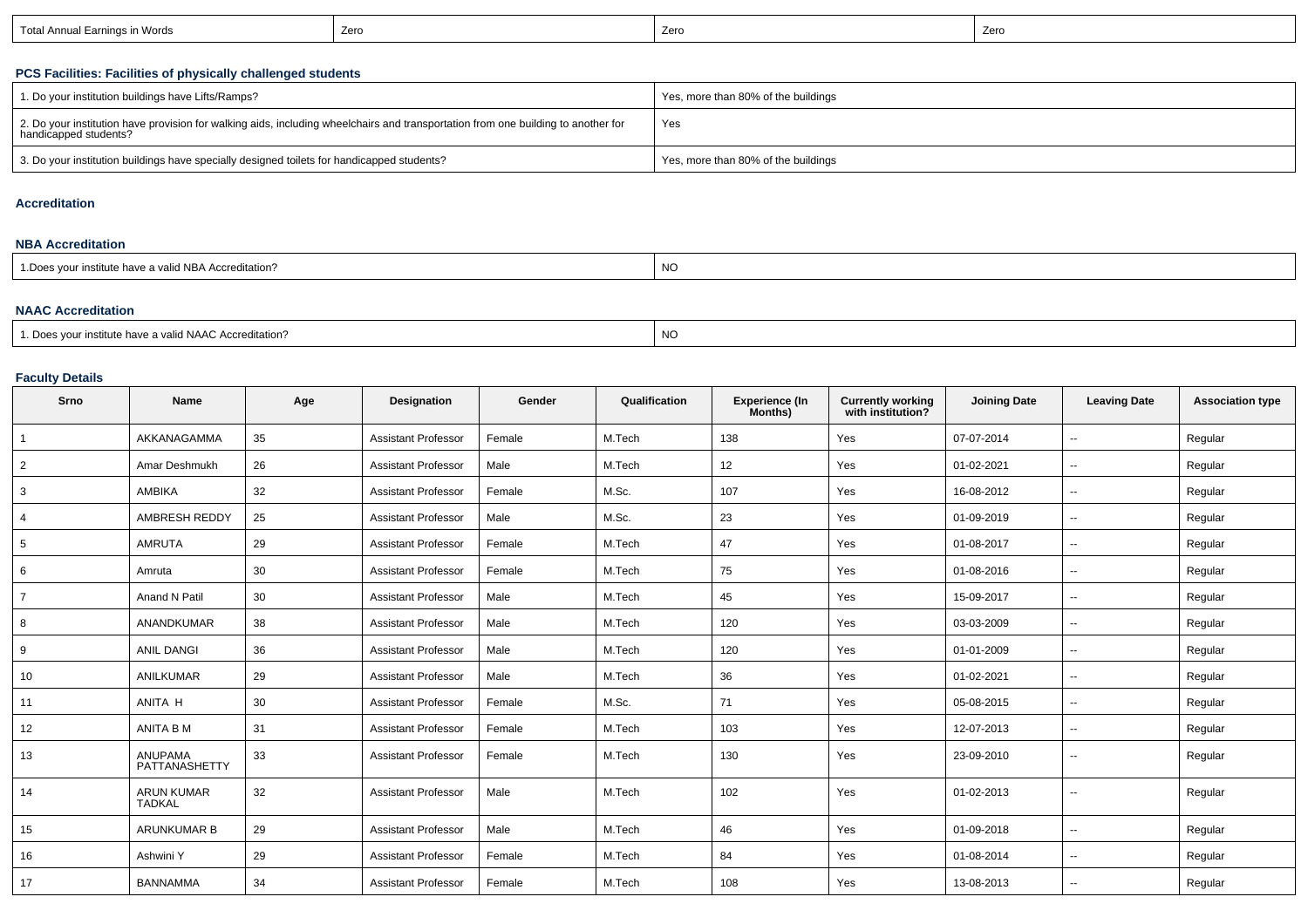| Total Annual Earnings in Words | Zero | Zero | Zero |
|---|---|---|---|

### PCS Facilities: Facilities of physically challenged students

| | |
|---|---|
| 1. Do your institution buildings have Lifts/Ramps? | Yes, more than 80% of the buildings |
| 2. Do your institution have provision for walking aids, including wheelchairs and transportation from one building to another for handicapped students? | Yes |
| 3. Do your institution buildings have specially designed toilets for handicapped students? | Yes, more than 80% of the buildings |

### Accreditation

### NBA Accreditation

| | |
|---|---|
| 1.Does your institute have a valid NBA Accreditation? | NO |

### NAAC Accreditation

| | |
|---|---|
| 1. Does your institute have a valid NAAC Accreditation? | NO |

### Faculty Details

| Srno | Name | Age | Designation | Gender | Qualification | Experience (In Months) | Currently working with institution? | Joining Date | Leaving Date | Association type |
|---|---|---|---|---|---|---|---|---|---|---|
| 1 | AKKANAGAMMA | 35 | Assistant Professor | Female | M.Tech | 138 | Yes | 07-07-2014 | -- | Regular |
| 2 | Amar Deshmukh | 26 | Assistant Professor | Male | M.Tech | 12 | Yes | 01-02-2021 | -- | Regular |
| 3 | AMBIKA | 32 | Assistant Professor | Female | M.Sc. | 107 | Yes | 16-08-2012 | -- | Regular |
| 4 | AMBRESH REDDY | 25 | Assistant Professor | Male | M.Sc. | 23 | Yes | 01-09-2019 | -- | Regular |
| 5 | AMRUTA | 29 | Assistant Professor | Female | M.Tech | 47 | Yes | 01-08-2017 | -- | Regular |
| 6 | Amruta | 30 | Assistant Professor | Female | M.Tech | 75 | Yes | 01-08-2016 | -- | Regular |
| 7 | Anand N Patil | 30 | Assistant Professor | Male | M.Tech | 45 | Yes | 15-09-2017 | -- | Regular |
| 8 | ANANDKUMAR | 38 | Assistant Professor | Male | M.Tech | 120 | Yes | 03-03-2009 | -- | Regular |
| 9 | ANIL DANGI | 36 | Assistant Professor | Male | M.Tech | 120 | Yes | 01-01-2009 | -- | Regular |
| 10 | ANILKUMAR | 29 | Assistant Professor | Male | M.Tech | 36 | Yes | 01-02-2021 | -- | Regular |
| 11 | ANITA H | 30 | Assistant Professor | Female | M.Sc. | 71 | Yes | 05-08-2015 | -- | Regular |
| 12 | ANITA B M | 31 | Assistant Professor | Female | M.Tech | 103 | Yes | 12-07-2013 | -- | Regular |
| 13 | ANUPAMA PATTANASHETTY | 33 | Assistant Professor | Female | M.Tech | 130 | Yes | 23-09-2010 | -- | Regular |
| 14 | ARUN KUMAR TADKAL | 32 | Assistant Professor | Male | M.Tech | 102 | Yes | 01-02-2013 | -- | Regular |
| 15 | ARUNKUMAR B | 29 | Assistant Professor | Male | M.Tech | 46 | Yes | 01-09-2018 | -- | Regular |
| 16 | Ashwini Y | 29 | Assistant Professor | Female | M.Tech | 84 | Yes | 01-08-2014 | -- | Regular |
| 17 | BANNAMMA | 34 | Assistant Professor | Female | M.Tech | 108 | Yes | 13-08-2013 | -- | Regular |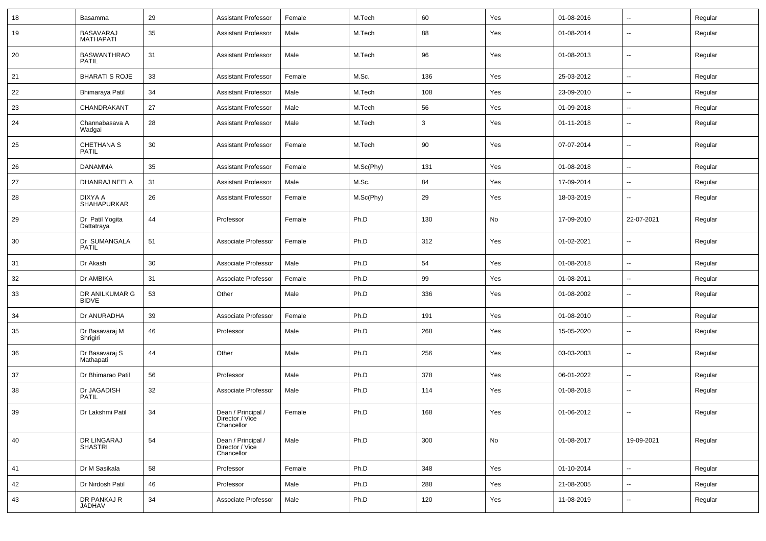| 18 | Basamma | 29 | Assistant Professor | Female | M.Tech | 60 | Yes | 01-08-2016 | -- | Regular |
|---|---|---|---|---|---|---|---|---|---|---|
| 19 | BASAVARAJ MATHAPATI | 35 | Assistant Professor | Male | M.Tech | 88 | Yes | 01-08-2014 | -- | Regular |
| 20 | BASWANTHRAO PATIL | 31 | Assistant Professor | Male | M.Tech | 96 | Yes | 01-08-2013 | -- | Regular |
| 21 | BHARATI S ROJE | 33 | Assistant Professor | Female | M.Sc. | 136 | Yes | 25-03-2012 | -- | Regular |
| 22 | Bhimaraya Patil | 34 | Assistant Professor | Male | M.Tech | 108 | Yes | 23-09-2010 | -- | Regular |
| 23 | CHANDRAKANT | 27 | Assistant Professor | Male | M.Tech | 56 | Yes | 01-09-2018 | -- | Regular |
| 24 | Channabasava A Wadgai | 28 | Assistant Professor | Male | M.Tech | 3 | Yes | 01-11-2018 | -- | Regular |
| 25 | CHETHANA S PATIL | 30 | Assistant Professor | Female | M.Tech | 90 | Yes | 07-07-2014 | -- | Regular |
| 26 | DANAMMA | 35 | Assistant Professor | Female | M.Sc(Phy) | 131 | Yes | 01-08-2018 | -- | Regular |
| 27 | DHANRAJ NEELA | 31 | Assistant Professor | Male | M.Sc. | 84 | Yes | 17-09-2014 | -- | Regular |
| 28 | DIXYA A SHAHAPURKAR | 26 | Assistant Professor | Female | M.Sc(Phy) | 29 | Yes | 18-03-2019 | -- | Regular |
| 29 | Dr Patil Yogita Dattatraya | 44 | Professor | Female | Ph.D | 130 | No | 17-09-2010 | 22-07-2021 | Regular |
| 30 | Dr SUMANGALA PATIL | 51 | Associate Professor | Female | Ph.D | 312 | Yes | 01-02-2021 | -- | Regular |
| 31 | Dr Akash | 30 | Associate Professor | Male | Ph.D | 54 | Yes | 01-08-2018 | -- | Regular |
| 32 | Dr AMBIKA | 31 | Associate Professor | Female | Ph.D | 99 | Yes | 01-08-2011 | -- | Regular |
| 33 | DR ANILKUMAR G BIDVE | 53 | Other | Male | Ph.D | 336 | Yes | 01-08-2002 | -- | Regular |
| 34 | Dr ANURADHA | 39 | Associate Professor | Female | Ph.D | 191 | Yes | 01-08-2010 | -- | Regular |
| 35 | Dr Basavaraj M Shrigiri | 46 | Professor | Male | Ph.D | 268 | Yes | 15-05-2020 | -- | Regular |
| 36 | Dr Basavaraj S Mathapati | 44 | Other | Male | Ph.D | 256 | Yes | 03-03-2003 | -- | Regular |
| 37 | Dr Bhimarao Patil | 56 | Professor | Male | Ph.D | 378 | Yes | 06-01-2022 | -- | Regular |
| 38 | Dr JAGADISH PATIL | 32 | Associate Professor | Male | Ph.D | 114 | Yes | 01-08-2018 | -- | Regular |
| 39 | Dr Lakshmi Patil | 34 | Dean / Principal / Director / Vice Chancellor | Female | Ph.D | 168 | Yes | 01-06-2012 | -- | Regular |
| 40 | DR LINGARAJ SHASTRI | 54 | Dean / Principal / Director / Vice Chancellor | Male | Ph.D | 300 | No | 01-08-2017 | 19-09-2021 | Regular |
| 41 | Dr M Sasikala | 58 | Professor | Female | Ph.D | 348 | Yes | 01-10-2014 | -- | Regular |
| 42 | Dr Nirdosh Patil | 46 | Professor | Male | Ph.D | 288 | Yes | 21-08-2005 | -- | Regular |
| 43 | DR PANKAJ R JADHAV | 34 | Associate Professor | Male | Ph.D | 120 | Yes | 11-08-2019 | -- | Regular |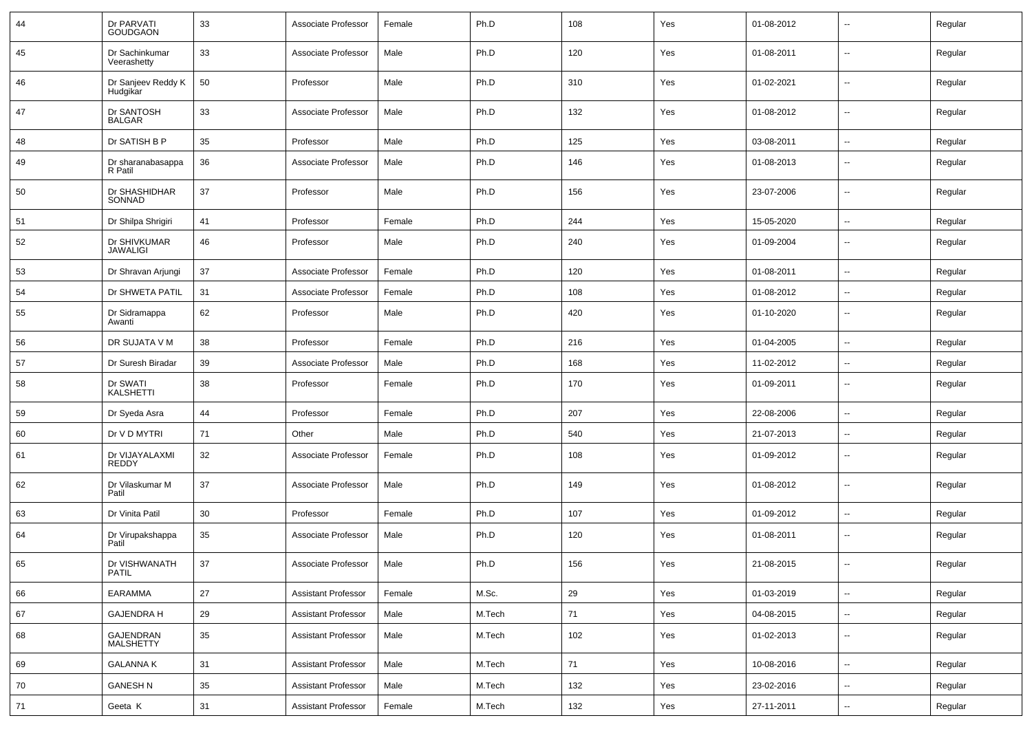| | | | | | | | | | | |
|---|---|---|---|---|---|---|---|---|---|---|
| 44 | Dr PARVATI GOUDGAON | 33 | Associate Professor | Female | Ph.D | 108 | Yes | 01-08-2012 | -- | Regular |
| 45 | Dr Sachinkumar Veerashetty | 33 | Associate Professor | Male | Ph.D | 120 | Yes | 01-08-2011 | -- | Regular |
| 46 | Dr Sanjeev Reddy K Hudgikar | 50 | Professor | Male | Ph.D | 310 | Yes | 01-02-2021 | -- | Regular |
| 47 | Dr SANTOSH BALGAR | 33 | Associate Professor | Male | Ph.D | 132 | Yes | 01-08-2012 | -- | Regular |
| 48 | Dr SATISH B P | 35 | Professor | Male | Ph.D | 125 | Yes | 03-08-2011 | -- | Regular |
| 49 | Dr sharanabasappa R Patil | 36 | Associate Professor | Male | Ph.D | 146 | Yes | 01-08-2013 | -- | Regular |
| 50 | Dr SHASHIDHAR SONNAD | 37 | Professor | Male | Ph.D | 156 | Yes | 23-07-2006 | -- | Regular |
| 51 | Dr Shilpa Shrigiri | 41 | Professor | Female | Ph.D | 244 | Yes | 15-05-2020 | -- | Regular |
| 52 | Dr SHIVKUMAR JAWALIGI | 46 | Professor | Male | Ph.D | 240 | Yes | 01-09-2004 | -- | Regular |
| 53 | Dr Shravan Arjungi | 37 | Associate Professor | Female | Ph.D | 120 | Yes | 01-08-2011 | -- | Regular |
| 54 | Dr SHWETA PATIL | 31 | Associate Professor | Female | Ph.D | 108 | Yes | 01-08-2012 | -- | Regular |
| 55 | Dr Sidramappa Awanti | 62 | Professor | Male | Ph.D | 420 | Yes | 01-10-2020 | -- | Regular |
| 56 | DR SUJATA V M | 38 | Professor | Female | Ph.D | 216 | Yes | 01-04-2005 | -- | Regular |
| 57 | Dr Suresh Biradar | 39 | Associate Professor | Male | Ph.D | 168 | Yes | 11-02-2012 | -- | Regular |
| 58 | Dr SWATI KALSHETTI | 38 | Professor | Female | Ph.D | 170 | Yes | 01-09-2011 | -- | Regular |
| 59 | Dr Syeda Asra | 44 | Professor | Female | Ph.D | 207 | Yes | 22-08-2006 | -- | Regular |
| 60 | Dr V D MYTRI | 71 | Other | Male | Ph.D | 540 | Yes | 21-07-2013 | -- | Regular |
| 61 | Dr VIJAYALAXMI REDDY | 32 | Associate Professor | Female | Ph.D | 108 | Yes | 01-09-2012 | -- | Regular |
| 62 | Dr Vilaskumar M Patil | 37 | Associate Professor | Male | Ph.D | 149 | Yes | 01-08-2012 | -- | Regular |
| 63 | Dr Vinita Patil | 30 | Professor | Female | Ph.D | 107 | Yes | 01-09-2012 | -- | Regular |
| 64 | Dr Virupakshappa Patil | 35 | Associate Professor | Male | Ph.D | 120 | Yes | 01-08-2011 | -- | Regular |
| 65 | Dr VISHWANATH PATIL | 37 | Associate Professor | Male | Ph.D | 156 | Yes | 21-08-2015 | -- | Regular |
| 66 | EARAMMA | 27 | Assistant Professor | Female | M.Sc. | 29 | Yes | 01-03-2019 | -- | Regular |
| 67 | GAJENDRA H | 29 | Assistant Professor | Male | M.Tech | 71 | Yes | 04-08-2015 | -- | Regular |
| 68 | GAJENDRAN MALSHETTY | 35 | Assistant Professor | Male | M.Tech | 102 | Yes | 01-02-2013 | -- | Regular |
| 69 | GALANNA K | 31 | Assistant Professor | Male | M.Tech | 71 | Yes | 10-08-2016 | -- | Regular |
| 70 | GANESH N | 35 | Assistant Professor | Male | M.Tech | 132 | Yes | 23-02-2016 | -- | Regular |
| 71 | Geeta K | 31 | Assistant Professor | Female | M.Tech | 132 | Yes | 27-11-2011 | -- | Regular |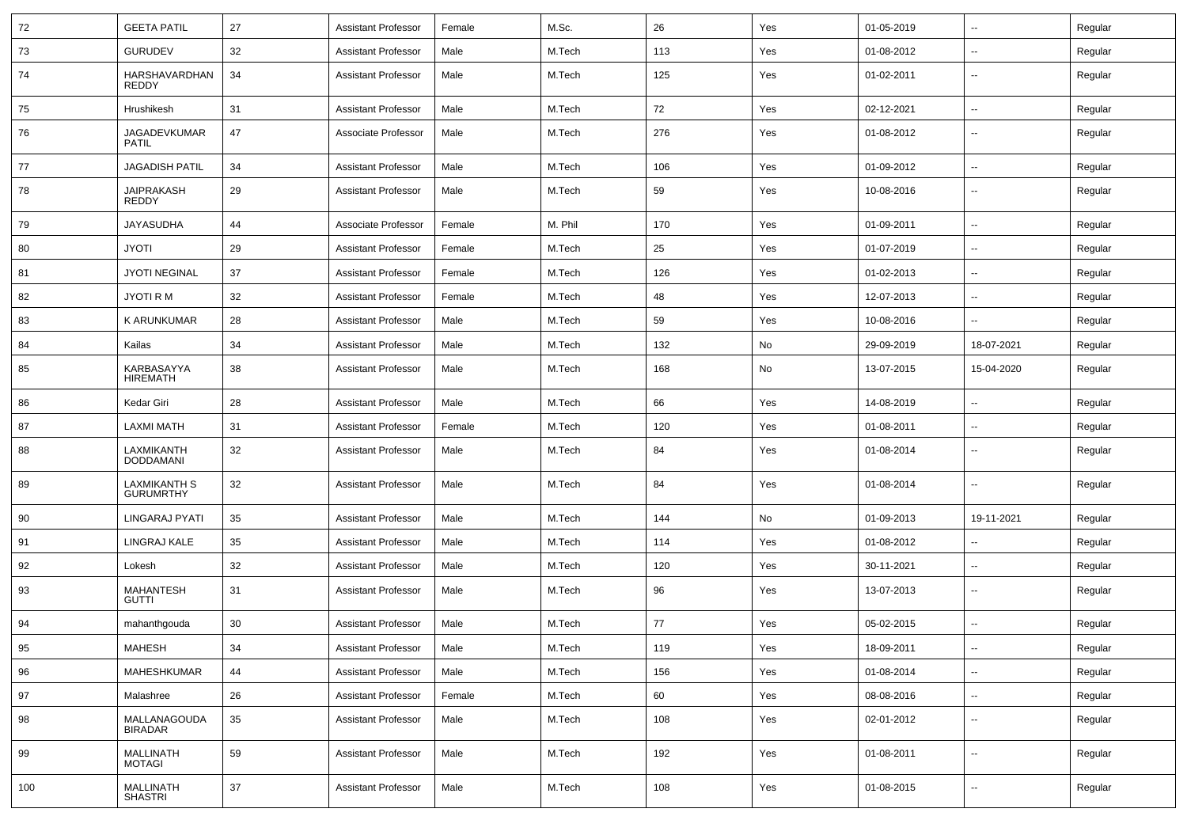| 72 | GEETA PATIL | 27 | Assistant Professor | Female | M.Sc. | 26 | Yes | 01-05-2019 | -- | Regular |
|---|---|---|---|---|---|---|---|---|---|---|
| 73 | GURUDEV | 32 | Assistant Professor | Male | M.Tech | 113 | Yes | 01-08-2012 | -- | Regular |
| 74 | HARSHAVARDHAN REDDY | 34 | Assistant Professor | Male | M.Tech | 125 | Yes | 01-02-2011 | -- | Regular |
| 75 | Hrushikesh | 31 | Assistant Professor | Male | M.Tech | 72 | Yes | 02-12-2021 | -- | Regular |
| 76 | JAGADEVKUMAR PATIL | 47 | Associate Professor | Male | M.Tech | 276 | Yes | 01-08-2012 | -- | Regular |
| 77 | JAGADISH PATIL | 34 | Assistant Professor | Male | M.Tech | 106 | Yes | 01-09-2012 | -- | Regular |
| 78 | JAIPRAKASH REDDY | 29 | Assistant Professor | Male | M.Tech | 59 | Yes | 10-08-2016 | -- | Regular |
| 79 | JAYASUDHA | 44 | Associate Professor | Female | M. Phil | 170 | Yes | 01-09-2011 | -- | Regular |
| 80 | JYOTI | 29 | Assistant Professor | Female | M.Tech | 25 | Yes | 01-07-2019 | -- | Regular |
| 81 | JYOTI NEGINAL | 37 | Assistant Professor | Female | M.Tech | 126 | Yes | 01-02-2013 | -- | Regular |
| 82 | JYOTI R M | 32 | Assistant Professor | Female | M.Tech | 48 | Yes | 12-07-2013 | -- | Regular |
| 83 | K ARUNKUMAR | 28 | Assistant Professor | Male | M.Tech | 59 | Yes | 10-08-2016 | -- | Regular |
| 84 | Kailas | 34 | Assistant Professor | Male | M.Tech | 132 | No | 29-09-2019 | 18-07-2021 | Regular |
| 85 | KARBASAYYA HIREMATH | 38 | Assistant Professor | Male | M.Tech | 168 | No | 13-07-2015 | 15-04-2020 | Regular |
| 86 | Kedar Giri | 28 | Assistant Professor | Male | M.Tech | 66 | Yes | 14-08-2019 | -- | Regular |
| 87 | LAXMI MATH | 31 | Assistant Professor | Female | M.Tech | 120 | Yes | 01-08-2011 | -- | Regular |
| 88 | LAXMIKANTH DODDAMANI | 32 | Assistant Professor | Male | M.Tech | 84 | Yes | 01-08-2014 | -- | Regular |
| 89 | LAXMIKANTH S GURUMRTHY | 32 | Assistant Professor | Male | M.Tech | 84 | Yes | 01-08-2014 | -- | Regular |
| 90 | LINGARAJ PYATI | 35 | Assistant Professor | Male | M.Tech | 144 | No | 01-09-2013 | 19-11-2021 | Regular |
| 91 | LINGRAJ KALE | 35 | Assistant Professor | Male | M.Tech | 114 | Yes | 01-08-2012 | -- | Regular |
| 92 | Lokesh | 32 | Assistant Professor | Male | M.Tech | 120 | Yes | 30-11-2021 | -- | Regular |
| 93 | MAHANTESH GUTTI | 31 | Assistant Professor | Male | M.Tech | 96 | Yes | 13-07-2013 | -- | Regular |
| 94 | mahanthgouda | 30 | Assistant Professor | Male | M.Tech | 77 | Yes | 05-02-2015 | -- | Regular |
| 95 | MAHESH | 34 | Assistant Professor | Male | M.Tech | 119 | Yes | 18-09-2011 | -- | Regular |
| 96 | MAHESHKUMAR | 44 | Assistant Professor | Male | M.Tech | 156 | Yes | 01-08-2014 | -- | Regular |
| 97 | Malashree | 26 | Assistant Professor | Female | M.Tech | 60 | Yes | 08-08-2016 | -- | Regular |
| 98 | MALLANAGOUDA BIRADAR | 35 | Assistant Professor | Male | M.Tech | 108 | Yes | 02-01-2012 | -- | Regular |
| 99 | MALLINATH MOTAGI | 59 | Assistant Professor | Male | M.Tech | 192 | Yes | 01-08-2011 | -- | Regular |
| 100 | MALLINATH SHASTRI | 37 | Assistant Professor | Male | M.Tech | 108 | Yes | 01-08-2015 | -- | Regular |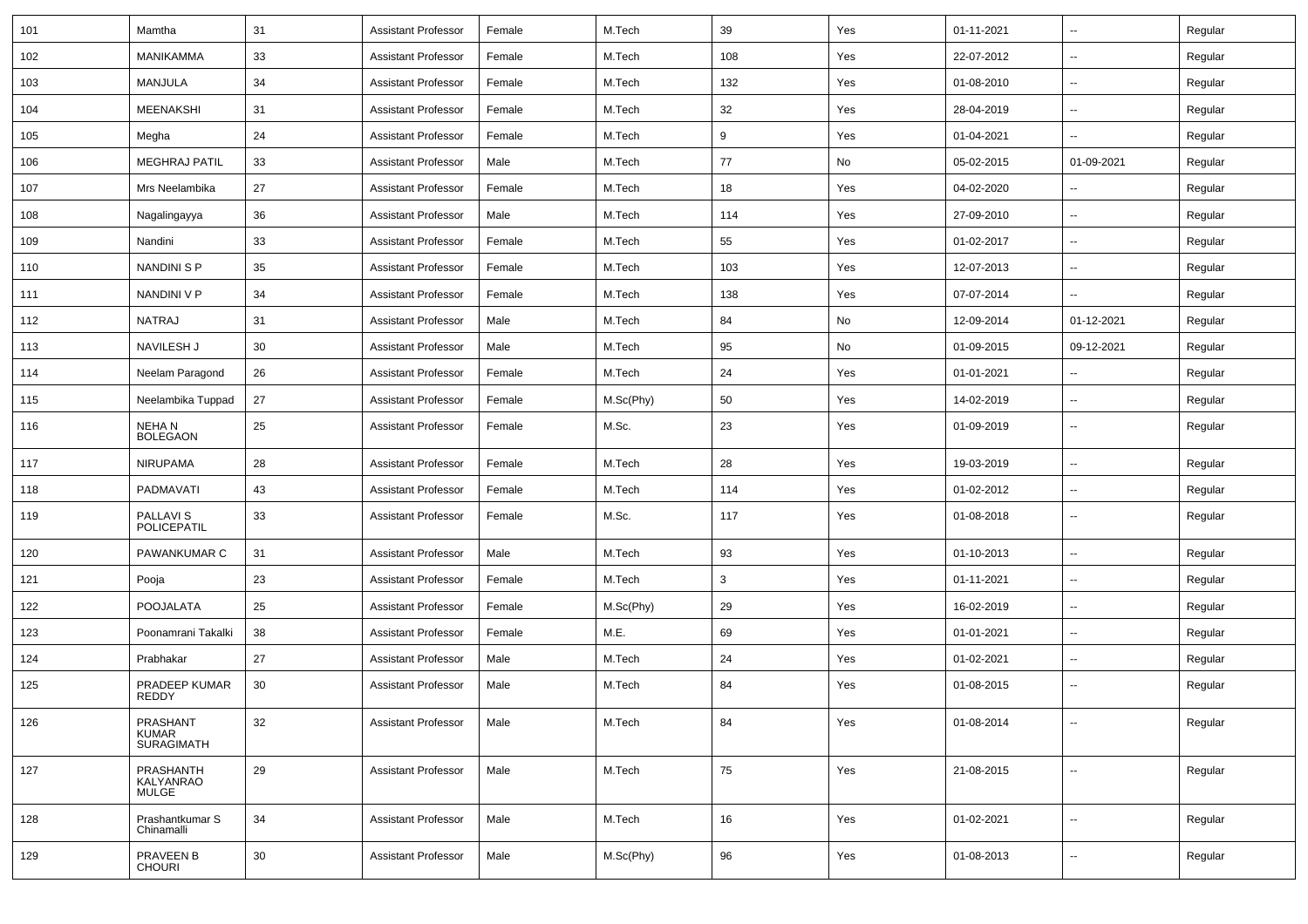| 101 | Mamtha | 31 | Assistant Professor | Female | M.Tech | 39 | Yes | 01-11-2021 | -- | Regular |
|---|---|---|---|---|---|---|---|---|---|---|
| 102 | MANIKAMMA | 33 | Assistant Professor | Female | M.Tech | 108 | Yes | 22-07-2012 | -- | Regular |
| 103 | MANJULA | 34 | Assistant Professor | Female | M.Tech | 132 | Yes | 01-08-2010 | -- | Regular |
| 104 | MEENAKSHI | 31 | Assistant Professor | Female | M.Tech | 32 | Yes | 28-04-2019 | -- | Regular |
| 105 | Megha | 24 | Assistant Professor | Female | M.Tech | 9 | Yes | 01-04-2021 | -- | Regular |
| 106 | MEGHRAJ PATIL | 33 | Assistant Professor | Male | M.Tech | 77 | No | 05-02-2015 | 01-09-2021 | Regular |
| 107 | Mrs Neelambika | 27 | Assistant Professor | Female | M.Tech | 18 | Yes | 04-02-2020 | -- | Regular |
| 108 | Nagalingayya | 36 | Assistant Professor | Male | M.Tech | 114 | Yes | 27-09-2010 | -- | Regular |
| 109 | Nandini | 33 | Assistant Professor | Female | M.Tech | 55 | Yes | 01-02-2017 | -- | Regular |
| 110 | NANDINI S P | 35 | Assistant Professor | Female | M.Tech | 103 | Yes | 12-07-2013 | -- | Regular |
| 111 | NANDINI V P | 34 | Assistant Professor | Female | M.Tech | 138 | Yes | 07-07-2014 | -- | Regular |
| 112 | NATRAJ | 31 | Assistant Professor | Male | M.Tech | 84 | No | 12-09-2014 | 01-12-2021 | Regular |
| 113 | NAVILESH J | 30 | Assistant Professor | Male | M.Tech | 95 | No | 01-09-2015 | 09-12-2021 | Regular |
| 114 | Neelam Paragond | 26 | Assistant Professor | Female | M.Tech | 24 | Yes | 01-01-2021 | -- | Regular |
| 115 | Neelambika Tuppad | 27 | Assistant Professor | Female | M.Sc(Phy) | 50 | Yes | 14-02-2019 | -- | Regular |
| 116 | NEHA N BOLEGAON | 25 | Assistant Professor | Female | M.Sc. | 23 | Yes | 01-09-2019 | -- | Regular |
| 117 | NIRUPAMA | 28 | Assistant Professor | Female | M.Tech | 28 | Yes | 19-03-2019 | -- | Regular |
| 118 | PADMAVATI | 43 | Assistant Professor | Female | M.Tech | 114 | Yes | 01-02-2012 | -- | Regular |
| 119 | PALLAVI S POLICEPATIL | 33 | Assistant Professor | Female | M.Sc. | 117 | Yes | 01-08-2018 | -- | Regular |
| 120 | PAWANKUMAR C | 31 | Assistant Professor | Male | M.Tech | 93 | Yes | 01-10-2013 | -- | Regular |
| 121 | Pooja | 23 | Assistant Professor | Female | M.Tech | 3 | Yes | 01-11-2021 | -- | Regular |
| 122 | POOJALATA | 25 | Assistant Professor | Female | M.Sc(Phy) | 29 | Yes | 16-02-2019 | -- | Regular |
| 123 | Poonamrani Takalki | 38 | Assistant Professor | Female | M.E. | 69 | Yes | 01-01-2021 | -- | Regular |
| 124 | Prabhakar | 27 | Assistant Professor | Male | M.Tech | 24 | Yes | 01-02-2021 | -- | Regular |
| 125 | PRADEEP KUMAR REDDY | 30 | Assistant Professor | Male | M.Tech | 84 | Yes | 01-08-2015 | -- | Regular |
| 126 | PRASHANT KUMAR SURAGIMATH | 32 | Assistant Professor | Male | M.Tech | 84 | Yes | 01-08-2014 | -- | Regular |
| 127 | PRASHANTH KALYANRAO MULGE | 29 | Assistant Professor | Male | M.Tech | 75 | Yes | 21-08-2015 | -- | Regular |
| 128 | Prashantkumar S Chinamalli | 34 | Assistant Professor | Male | M.Tech | 16 | Yes | 01-02-2021 | -- | Regular |
| 129 | PRAVEEN B CHOURI | 30 | Assistant Professor | Male | M.Sc(Phy) | 96 | Yes | 01-08-2013 | -- | Regular |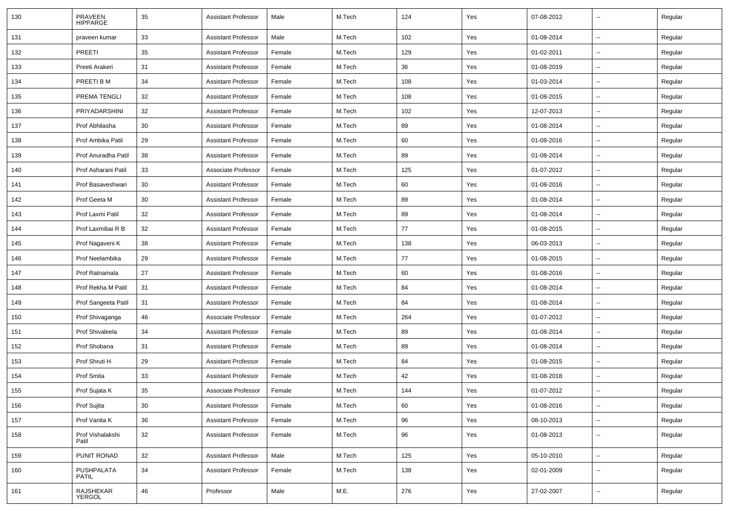| 130 | PRAVEEN HIPPARGE | 35 | Assistant Professor | Male | M.Tech | 124 | Yes | 07-08-2012 | -- | Regular |
|---|---|---|---|---|---|---|---|---|---|---|
| 131 | praveen kumar | 33 | Assistant Professor | Male | M.Tech | 102 | Yes | 01-08-2014 | -- | Regular |
| 132 | PREETI | 35 | Assistant Professor | Female | M.Tech | 129 | Yes | 01-02-2011 | -- | Regular |
| 133 | Preeti Arakeri | 31 | Assistant Professor | Female | M.Tech | 36 | Yes | 01-08-2019 | -- | Regular |
| 134 | PREETI B M | 34 | Assistant Professor | Female | M.Tech | 108 | Yes | 01-03-2014 | -- | Regular |
| 135 | PREMA TENGLI | 32 | Assistant Professor | Female | M.Tech | 108 | Yes | 01-08-2015 | -- | Regular |
| 136 | PRIYADARSHINI | 32 | Assistant Professor | Female | M.Tech | 102 | Yes | 12-07-2013 | -- | Regular |
| 137 | Prof Abhilasha | 30 | Assistant Professor | Female | M.Tech | 89 | Yes | 01-08-2014 | -- | Regular |
| 138 | Prof Ambika Patil | 29 | Assistant Professor | Female | M.Tech | 60 | Yes | 01-08-2016 | -- | Regular |
| 139 | Prof Anuradha Patil | 38 | Assistant Professor | Female | M.Tech | 89 | Yes | 01-08-2014 | -- | Regular |
| 140 | Prof Asharani Patil | 33 | Associate Professor | Female | M.Tech | 125 | Yes | 01-07-2012 | -- | Regular |
| 141 | Prof Basaveshwari | 30 | Assistant Professor | Female | M.Tech | 60 | Yes | 01-08-2016 | -- | Regular |
| 142 | Prof Geeta M | 30 | Assistant Professor | Female | M.Tech | 89 | Yes | 01-08-2014 | -- | Regular |
| 143 | Prof Laxmi Patil | 32 | Assistant Professor | Female | M.Tech | 89 | Yes | 01-08-2014 | -- | Regular |
| 144 | Prof Laxmibai R B | 32 | Assistant Professor | Female | M.Tech | 77 | Yes | 01-08-2015 | -- | Regular |
| 145 | Prof Nagaveni K | 38 | Assistant Professor | Female | M.Tech | 138 | Yes | 06-03-2013 | -- | Regular |
| 146 | Prof Neelambika | 29 | Assistant Professor | Female | M.Tech | 77 | Yes | 01-08-2015 | -- | Regular |
| 147 | Prof Ratnamala | 27 | Assistant Professor | Female | M.Tech | 60 | Yes | 01-08-2016 | -- | Regular |
| 148 | Prof Rekha M Patil | 31 | Assistant Professor | Female | M.Tech | 84 | Yes | 01-08-2014 | -- | Regular |
| 149 | Prof Sangeeta Patil | 31 | Assistant Professor | Female | M.Tech | 84 | Yes | 01-08-2014 | -- | Regular |
| 150 | Prof Shivaganga | 46 | Associate Professor | Female | M.Tech | 264 | Yes | 01-07-2012 | -- | Regular |
| 151 | Prof Shivaleela | 34 | Assistant Professor | Female | M.Tech | 89 | Yes | 01-08-2014 | -- | Regular |
| 152 | Prof Shobana | 31 | Assistant Professor | Female | M.Tech | 89 | Yes | 01-08-2014 | -- | Regular |
| 153 | Prof Shruti H | 29 | Assistant Professor | Female | M.Tech | 84 | Yes | 01-08-2015 | -- | Regular |
| 154 | Prof Smita | 33 | Assistant Professor | Female | M.Tech | 42 | Yes | 01-08-2018 | -- | Regular |
| 155 | Prof Sujata K | 35 | Associate Professor | Female | M.Tech | 144 | Yes | 01-07-2012 | -- | Regular |
| 156 | Prof Sujita | 30 | Assistant Professor | Female | M.Tech | 60 | Yes | 01-08-2016 | -- | Regular |
| 157 | Prof Vanita K | 36 | Assistant Professor | Female | M.Tech | 96 | Yes | 08-10-2013 | -- | Regular |
| 158 | Prof Vishalakshi Patil | 32 | Assistant Professor | Female | M.Tech | 96 | Yes | 01-08-2013 | -- | Regular |
| 159 | PUNIT RONAD | 32 | Assistant Professor | Male | M.Tech | 125 | Yes | 05-10-2010 | -- | Regular |
| 160 | PUSHPALATA PATIL | 34 | Assistant Professor | Female | M.Tech | 138 | Yes | 02-01-2009 | -- | Regular |
| 161 | RAJSHEKAR YERGOL | 46 | Professor | Male | M.E. | 276 | Yes | 27-02-2007 | -- | Regular |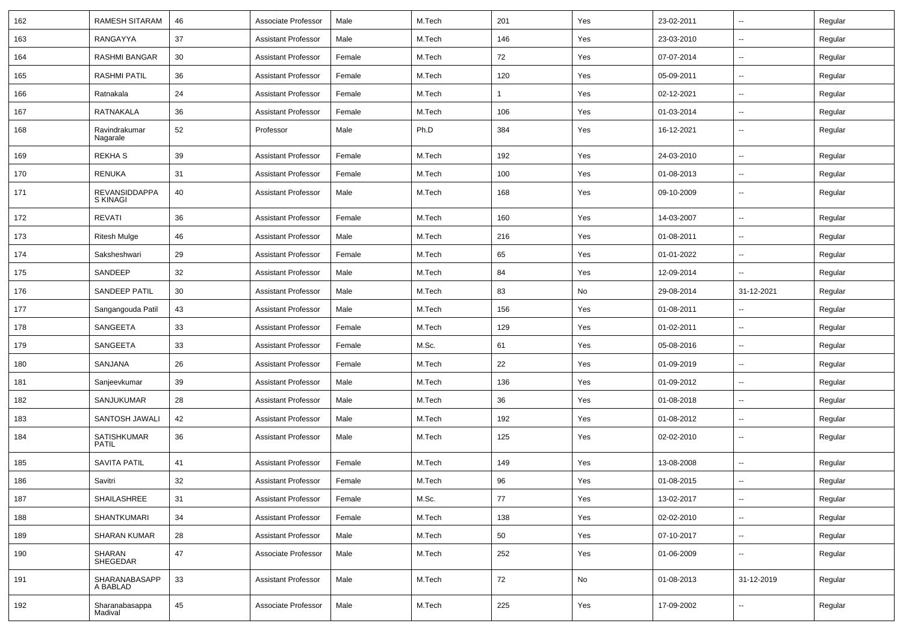| 162 | RAMESH SITARAM | 46 | Associate Professor | Male | M.Tech | 201 | Yes | 23-02-2011 | -- | Regular |
|---|---|---|---|---|---|---|---|---|---|---|
| 163 | RANGAYYA | 37 | Assistant Professor | Male | M.Tech | 146 | Yes | 23-03-2010 | -- | Regular |
| 164 | RASHMI BANGAR | 30 | Assistant Professor | Female | M.Tech | 72 | Yes | 07-07-2014 | -- | Regular |
| 165 | RASHMI PATIL | 36 | Assistant Professor | Female | M.Tech | 120 | Yes | 05-09-2011 | -- | Regular |
| 166 | Ratnakala | 24 | Assistant Professor | Female | M.Tech | 1 | Yes | 02-12-2021 | -- | Regular |
| 167 | RATNAKALA | 36 | Assistant Professor | Female | M.Tech | 106 | Yes | 01-03-2014 | -- | Regular |
| 168 | Ravindrakumar Nagarale | 52 | Professor | Male | Ph.D | 384 | Yes | 16-12-2021 | -- | Regular |
| 169 | REKHA S | 39 | Assistant Professor | Female | M.Tech | 192 | Yes | 24-03-2010 | -- | Regular |
| 170 | RENUKA | 31 | Assistant Professor | Female | M.Tech | 100 | Yes | 01-08-2013 | -- | Regular |
| 171 | REVANSIDDAPPA S KINAGI | 40 | Assistant Professor | Male | M.Tech | 168 | Yes | 09-10-2009 | -- | Regular |
| 172 | REVATI | 36 | Assistant Professor | Female | M.Tech | 160 | Yes | 14-03-2007 | -- | Regular |
| 173 | Ritesh Mulge | 46 | Assistant Professor | Male | M.Tech | 216 | Yes | 01-08-2011 | -- | Regular |
| 174 | Saksheshwari | 29 | Assistant Professor | Female | M.Tech | 65 | Yes | 01-01-2022 | -- | Regular |
| 175 | SANDEEP | 32 | Assistant Professor | Male | M.Tech | 84 | Yes | 12-09-2014 | -- | Regular |
| 176 | SANDEEP PATIL | 30 | Assistant Professor | Male | M.Tech | 83 | No | 29-08-2014 | 31-12-2021 | Regular |
| 177 | Sangangouda Patil | 43 | Assistant Professor | Male | M.Tech | 156 | Yes | 01-08-2011 | -- | Regular |
| 178 | SANGEETA | 33 | Assistant Professor | Female | M.Tech | 129 | Yes | 01-02-2011 | -- | Regular |
| 179 | SANGEETA | 33 | Assistant Professor | Female | M.Sc. | 61 | Yes | 05-08-2016 | -- | Regular |
| 180 | SANJANA | 26 | Assistant Professor | Female | M.Tech | 22 | Yes | 01-09-2019 | -- | Regular |
| 181 | Sanjeevkumar | 39 | Assistant Professor | Male | M.Tech | 136 | Yes | 01-09-2012 | -- | Regular |
| 182 | SANJUKUMAR | 28 | Assistant Professor | Male | M.Tech | 36 | Yes | 01-08-2018 | -- | Regular |
| 183 | SANTOSH JAWALI | 42 | Assistant Professor | Male | M.Tech | 192 | Yes | 01-08-2012 | -- | Regular |
| 184 | SATISHKUMAR PATIL | 36 | Assistant Professor | Male | M.Tech | 125 | Yes | 02-02-2010 | -- | Regular |
| 185 | SAVITA PATIL | 41 | Assistant Professor | Female | M.Tech | 149 | Yes | 13-08-2008 | -- | Regular |
| 186 | Savitri | 32 | Assistant Professor | Female | M.Tech | 96 | Yes | 01-08-2015 | -- | Regular |
| 187 | SHAILASHREE | 31 | Assistant Professor | Female | M.Sc. | 77 | Yes | 13-02-2017 | -- | Regular |
| 188 | SHANTKUMARI | 34 | Assistant Professor | Female | M.Tech | 138 | Yes | 02-02-2010 | -- | Regular |
| 189 | SHARAN KUMAR | 28 | Assistant Professor | Male | M.Tech | 50 | Yes | 07-10-2017 | -- | Regular |
| 190 | SHARAN SHEGEDAR | 47 | Associate Professor | Male | M.Tech | 252 | Yes | 01-06-2009 | -- | Regular |
| 191 | SHARANABASAPPA BABLAD | 33 | Assistant Professor | Male | M.Tech | 72 | No | 01-08-2013 | 31-12-2019 | Regular |
| 192 | Sharanabasappa Madival | 45 | Associate Professor | Male | M.Tech | 225 | Yes | 17-09-2002 | -- | Regular |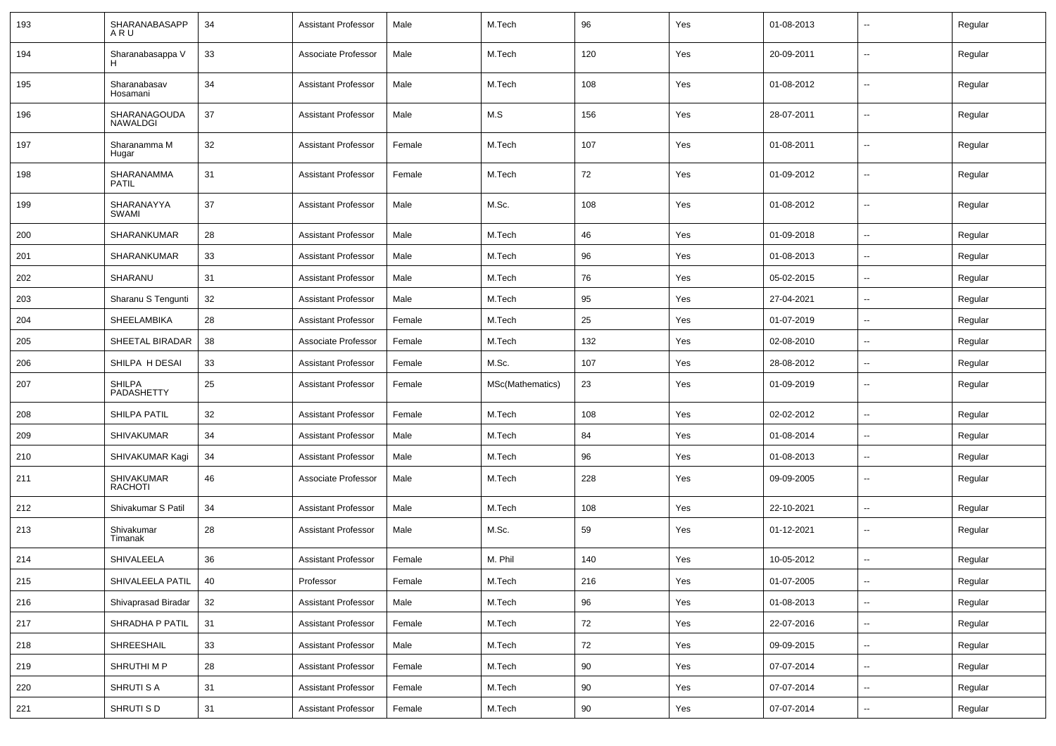| 193 | SHARANABASAPPA R U | 34 | Assistant Professor | Male | M.Tech | 96 | Yes | 01-08-2013 | -- | Regular |
|---|---|---|---|---|---|---|---|---|---|---|
| 194 | Sharanabasappa V H | 33 | Associate Professor | Male | M.Tech | 120 | Yes | 20-09-2011 | -- | Regular |
| 195 | Sharanabasav Hosamani | 34 | Assistant Professor | Male | M.Tech | 108 | Yes | 01-08-2012 | -- | Regular |
| 196 | SHARANAGOUDA NAWALDGI | 37 | Assistant Professor | Male | M.S | 156 | Yes | 28-07-2011 | -- | Regular |
| 197 | Sharanamma M Hugar | 32 | Assistant Professor | Female | M.Tech | 107 | Yes | 01-08-2011 | -- | Regular |
| 198 | SHARANAMMA PATIL | 31 | Assistant Professor | Female | M.Tech | 72 | Yes | 01-09-2012 | -- | Regular |
| 199 | SHARANAYYA SWAMI | 37 | Assistant Professor | Male | M.Sc. | 108 | Yes | 01-08-2012 | -- | Regular |
| 200 | SHARANKUMAR | 28 | Assistant Professor | Male | M.Tech | 46 | Yes | 01-09-2018 | -- | Regular |
| 201 | SHARANKUMAR | 33 | Assistant Professor | Male | M.Tech | 96 | Yes | 01-08-2013 | -- | Regular |
| 202 | SHARANU | 31 | Assistant Professor | Male | M.Tech | 76 | Yes | 05-02-2015 | -- | Regular |
| 203 | Sharanu S Tengunti | 32 | Assistant Professor | Male | M.Tech | 95 | Yes | 27-04-2021 | -- | Regular |
| 204 | SHEELAMBIKA | 28 | Assistant Professor | Female | M.Tech | 25 | Yes | 01-07-2019 | -- | Regular |
| 205 | SHEETAL BIRADAR | 38 | Associate Professor | Female | M.Tech | 132 | Yes | 02-08-2010 | -- | Regular |
| 206 | SHILPA H DESAI | 33 | Assistant Professor | Female | M.Sc. | 107 | Yes | 28-08-2012 | -- | Regular |
| 207 | SHILPA PADASHETTY | 25 | Assistant Professor | Female | MSc(Mathematics) | 23 | Yes | 01-09-2019 | -- | Regular |
| 208 | SHILPA PATIL | 32 | Assistant Professor | Female | M.Tech | 108 | Yes | 02-02-2012 | -- | Regular |
| 209 | SHIVAKUMAR | 34 | Assistant Professor | Male | M.Tech | 84 | Yes | 01-08-2014 | -- | Regular |
| 210 | SHIVAKUMAR Kagi | 34 | Assistant Professor | Male | M.Tech | 96 | Yes | 01-08-2013 | -- | Regular |
| 211 | SHIVAKUMAR RACHOTI | 46 | Associate Professor | Male | M.Tech | 228 | Yes | 09-09-2005 | -- | Regular |
| 212 | Shivakumar S Patil | 34 | Assistant Professor | Male | M.Tech | 108 | Yes | 22-10-2021 | -- | Regular |
| 213 | Shivakumar Timanak | 28 | Assistant Professor | Male | M.Sc. | 59 | Yes | 01-12-2021 | -- | Regular |
| 214 | SHIVALEELA | 36 | Assistant Professor | Female | M. Phil | 140 | Yes | 10-05-2012 | -- | Regular |
| 215 | SHIVALEELA PATIL | 40 | Professor | Female | M.Tech | 216 | Yes | 01-07-2005 | -- | Regular |
| 216 | Shivaprasad Biradar | 32 | Assistant Professor | Male | M.Tech | 96 | Yes | 01-08-2013 | -- | Regular |
| 217 | SHRADHA P PATIL | 31 | Assistant Professor | Female | M.Tech | 72 | Yes | 22-07-2016 | -- | Regular |
| 218 | SHREESHAIL | 33 | Assistant Professor | Male | M.Tech | 72 | Yes | 09-09-2015 | -- | Regular |
| 219 | SHRUTHI M P | 28 | Assistant Professor | Female | M.Tech | 90 | Yes | 07-07-2014 | -- | Regular |
| 220 | SHRUTI S A | 31 | Assistant Professor | Female | M.Tech | 90 | Yes | 07-07-2014 | -- | Regular |
| 221 | SHRUTI S D | 31 | Assistant Professor | Female | M.Tech | 90 | Yes | 07-07-2014 | -- | Regular |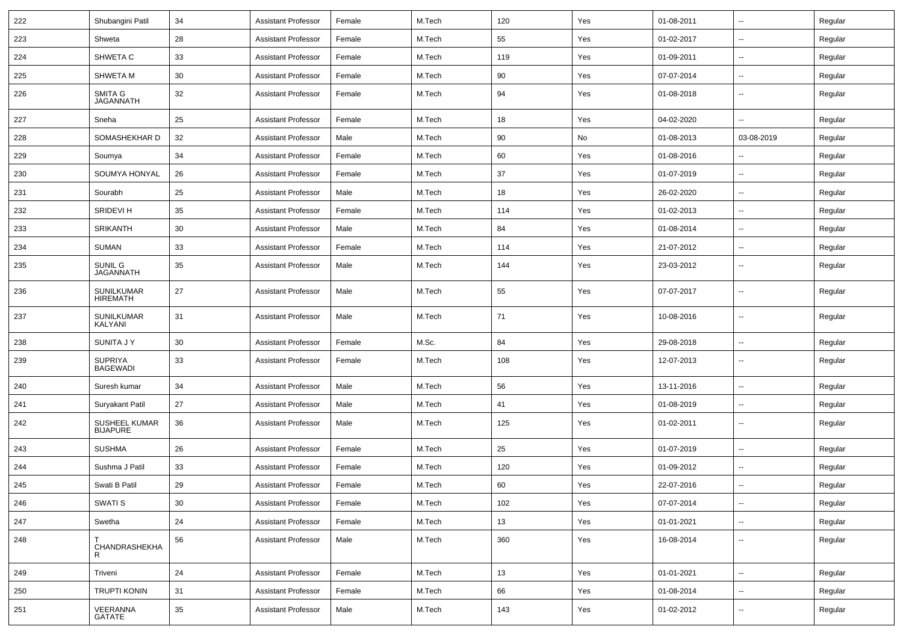| 222 | Shubangini Patil | 34 | Assistant Professor | Female | M.Tech | 120 | Yes | 01-08-2011 | -- | Regular |
|---|---|---|---|---|---|---|---|---|---|---|
| 223 | Shweta | 28 | Assistant Professor | Female | M.Tech | 55 | Yes | 01-02-2017 | -- | Regular |
| 224 | SHWETA C | 33 | Assistant Professor | Female | M.Tech | 119 | Yes | 01-09-2011 | -- | Regular |
| 225 | SHWETA M | 30 | Assistant Professor | Female | M.Tech | 90 | Yes | 07-07-2014 | -- | Regular |
| 226 | SMITA G JAGANNATH | 32 | Assistant Professor | Female | M.Tech | 94 | Yes | 01-08-2018 | -- | Regular |
| 227 | Sneha | 25 | Assistant Professor | Female | M.Tech | 18 | Yes | 04-02-2020 | -- | Regular |
| 228 | SOMASHEKHAR D | 32 | Assistant Professor | Male | M.Tech | 90 | No | 01-08-2013 | 03-08-2019 | Regular |
| 229 | Soumya | 34 | Assistant Professor | Female | M.Tech | 60 | Yes | 01-08-2016 | -- | Regular |
| 230 | SOUMYA HONYAL | 26 | Assistant Professor | Female | M.Tech | 37 | Yes | 01-07-2019 | -- | Regular |
| 231 | Sourabh | 25 | Assistant Professor | Male | M.Tech | 18 | Yes | 26-02-2020 | -- | Regular |
| 232 | SRIDEVI H | 35 | Assistant Professor | Female | M.Tech | 114 | Yes | 01-02-2013 | -- | Regular |
| 233 | SRIKANTH | 30 | Assistant Professor | Male | M.Tech | 84 | Yes | 01-08-2014 | -- | Regular |
| 234 | SUMAN | 33 | Assistant Professor | Female | M.Tech | 114 | Yes | 21-07-2012 | -- | Regular |
| 235 | SUNIL G JAGANNATH | 35 | Assistant Professor | Male | M.Tech | 144 | Yes | 23-03-2012 | -- | Regular |
| 236 | SUNILKUMAR HIREMATH | 27 | Assistant Professor | Male | M.Tech | 55 | Yes | 07-07-2017 | -- | Regular |
| 237 | SUNILKUMAR KALYANI | 31 | Assistant Professor | Male | M.Tech | 71 | Yes | 10-08-2016 | -- | Regular |
| 238 | SUNITA J Y | 30 | Assistant Professor | Female | M.Sc. | 84 | Yes | 29-08-2018 | -- | Regular |
| 239 | SUPRIYA BAGEWADI | 33 | Assistant Professor | Female | M.Tech | 108 | Yes | 12-07-2013 | -- | Regular |
| 240 | Suresh kumar | 34 | Assistant Professor | Male | M.Tech | 56 | Yes | 13-11-2016 | -- | Regular |
| 241 | Suryakant Patil | 27 | Assistant Professor | Male | M.Tech | 41 | Yes | 01-08-2019 | -- | Regular |
| 242 | SUSHEEL KUMAR BIJAPURE | 36 | Assistant Professor | Male | M.Tech | 125 | Yes | 01-02-2011 | -- | Regular |
| 243 | SUSHMA | 26 | Assistant Professor | Female | M.Tech | 25 | Yes | 01-07-2019 | -- | Regular |
| 244 | Sushma J Patil | 33 | Assistant Professor | Female | M.Tech | 120 | Yes | 01-09-2012 | -- | Regular |
| 245 | Swati B Patil | 29 | Assistant Professor | Female | M.Tech | 60 | Yes | 22-07-2016 | -- | Regular |
| 246 | SWATI S | 30 | Assistant Professor | Female | M.Tech | 102 | Yes | 07-07-2014 | -- | Regular |
| 247 | Swetha | 24 | Assistant Professor | Female | M.Tech | 13 | Yes | 01-01-2021 | -- | Regular |
| 248 | T CHANDRASHEKHAR | 56 | Assistant Professor | Male | M.Tech | 360 | Yes | 16-08-2014 | -- | Regular |
| 249 | Triveni | 24 | Assistant Professor | Female | M.Tech | 13 | Yes | 01-01-2021 | -- | Regular |
| 250 | TRUPTI KONIN | 31 | Assistant Professor | Female | M.Tech | 66 | Yes | 01-08-2014 | -- | Regular |
| 251 | VEERANNA GATATE | 35 | Assistant Professor | Male | M.Tech | 143 | Yes | 01-02-2012 | -- | Regular |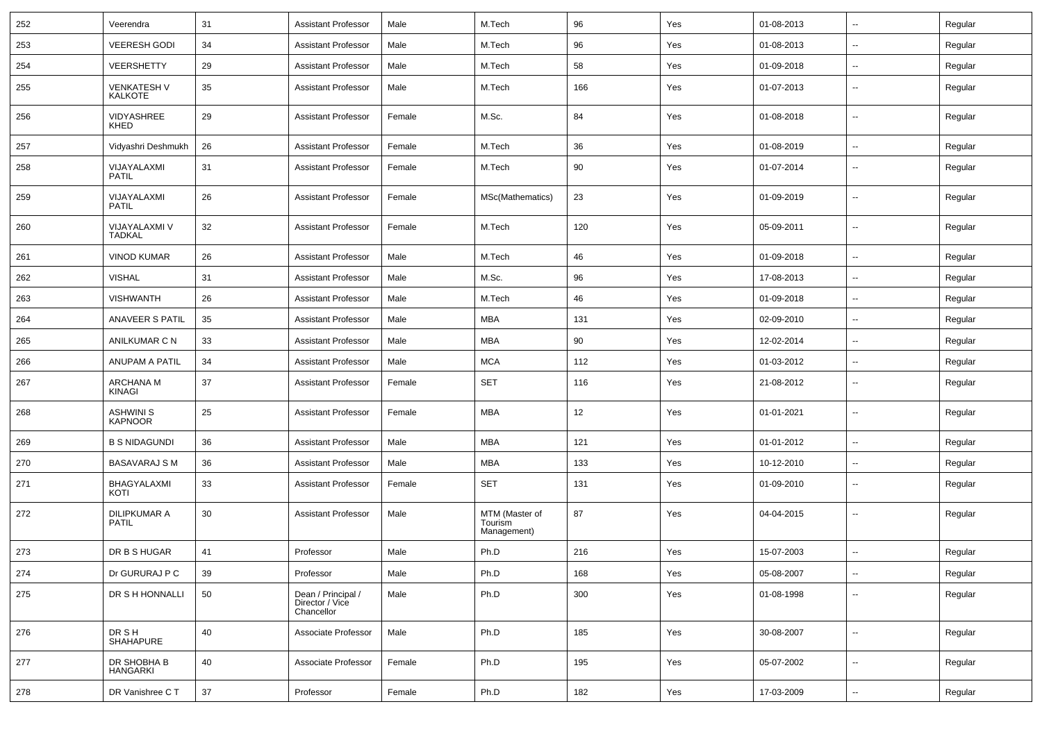| | | | | | | | | | | |
|---|---|---|---|---|---|---|---|---|---|---|
| 252 | Veerendra | 31 | Assistant Professor | Male | M.Tech | 96 | Yes | 01-08-2013 | -- | Regular |
| 253 | VEERESH GODI | 34 | Assistant Professor | Male | M.Tech | 96 | Yes | 01-08-2013 | -- | Regular |
| 254 | VEERSHETTY | 29 | Assistant Professor | Male | M.Tech | 58 | Yes | 01-09-2018 | -- | Regular |
| 255 | VENKATESH V KALKOTE | 35 | Assistant Professor | Male | M.Tech | 166 | Yes | 01-07-2013 | -- | Regular |
| 256 | VIDYASHREE KHED | 29 | Assistant Professor | Female | M.Sc. | 84 | Yes | 01-08-2018 | -- | Regular |
| 257 | Vidyashri Deshmukh | 26 | Assistant Professor | Female | M.Tech | 36 | Yes | 01-08-2019 | -- | Regular |
| 258 | VIJAYALAXMI PATIL | 31 | Assistant Professor | Female | M.Tech | 90 | Yes | 01-07-2014 | -- | Regular |
| 259 | VIJAYALAXMI PATIL | 26 | Assistant Professor | Female | MSc(Mathematics) | 23 | Yes | 01-09-2019 | -- | Regular |
| 260 | VIJAYALAXMI V TADKAL | 32 | Assistant Professor | Female | M.Tech | 120 | Yes | 05-09-2011 | -- | Regular |
| 261 | VINOD KUMAR | 26 | Assistant Professor | Male | M.Tech | 46 | Yes | 01-09-2018 | -- | Regular |
| 262 | VISHAL | 31 | Assistant Professor | Male | M.Sc. | 96 | Yes | 17-08-2013 | -- | Regular |
| 263 | VISHWANTH | 26 | Assistant Professor | Male | M.Tech | 46 | Yes | 01-09-2018 | -- | Regular |
| 264 | ANAVEER S PATIL | 35 | Assistant Professor | Male | MBA | 131 | Yes | 02-09-2010 | -- | Regular |
| 265 | ANILKUMAR C N | 33 | Assistant Professor | Male | MBA | 90 | Yes | 12-02-2014 | -- | Regular |
| 266 | ANUPAM A PATIL | 34 | Assistant Professor | Male | MCA | 112 | Yes | 01-03-2012 | -- | Regular |
| 267 | ARCHANA M KINAGI | 37 | Assistant Professor | Female | SET | 116 | Yes | 21-08-2012 | -- | Regular |
| 268 | ASHWINI S KAPNOOR | 25 | Assistant Professor | Female | MBA | 12 | Yes | 01-01-2021 | -- | Regular |
| 269 | B S NIDAGUNDI | 36 | Assistant Professor | Male | MBA | 121 | Yes | 01-01-2012 | -- | Regular |
| 270 | BASAVARAJ S M | 36 | Assistant Professor | Male | MBA | 133 | Yes | 10-12-2010 | -- | Regular |
| 271 | BHAGYALAXMI KOTI | 33 | Assistant Professor | Female | SET | 131 | Yes | 01-09-2010 | -- | Regular |
| 272 | DILIPKUMAR A PATIL | 30 | Assistant Professor | Male | MTM (Master of Tourism Management) | 87 | Yes | 04-04-2015 | -- | Regular |
| 273 | DR B S HUGAR | 41 | Professor | Male | Ph.D | 216 | Yes | 15-07-2003 | -- | Regular |
| 274 | Dr GURURAJ P C | 39 | Professor | Male | Ph.D | 168 | Yes | 05-08-2007 | -- | Regular |
| 275 | DR S H HONNALLI | 50 | Dean / Principal / Director / Vice Chancellor | Male | Ph.D | 300 | Yes | 01-08-1998 | -- | Regular |
| 276 | DR S H SHAHAPURE | 40 | Associate Professor | Male | Ph.D | 185 | Yes | 30-08-2007 | -- | Regular |
| 277 | DR SHOBHA B HANGARKI | 40 | Associate Professor | Female | Ph.D | 195 | Yes | 05-07-2002 | -- | Regular |
| 278 | DR Vanishree C T | 37 | Professor | Female | Ph.D | 182 | Yes | 17-03-2009 | -- | Regular |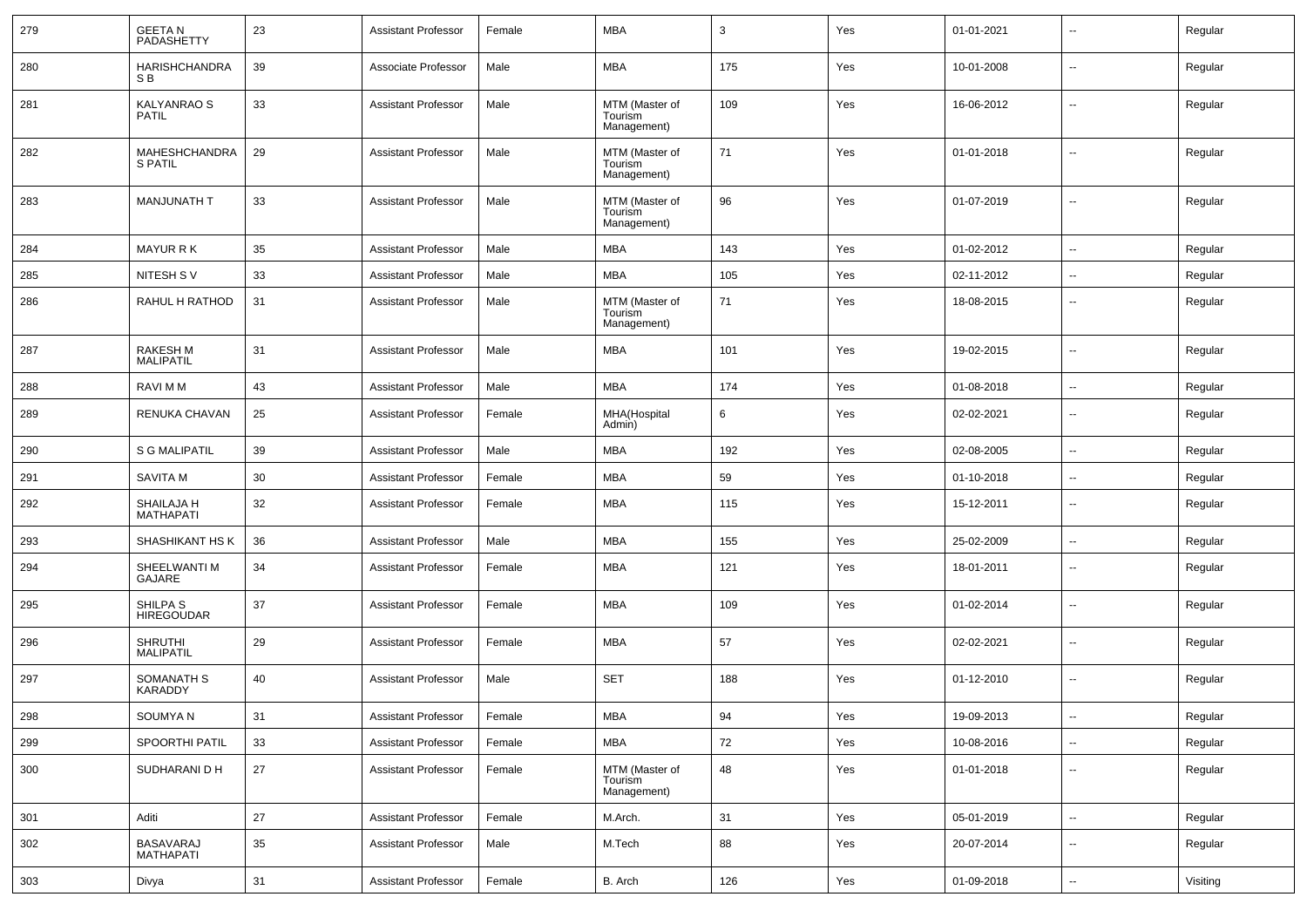| 279 | GEETA N PADASHETTY | 23 | Assistant Professor | Female | MBA | 3 | Yes | 01-01-2021 | -- | Regular |
|---|---|---|---|---|---|---|---|---|---|---|
| 280 | HARISHCHANDRA S B | 39 | Associate Professor | Male | MBA | 175 | Yes | 10-01-2008 | -- | Regular |
| 281 | KALYANRAO S PATIL | 33 | Assistant Professor | Male | MTM (Master of Tourism Management) | 109 | Yes | 16-06-2012 | -- | Regular |
| 282 | MAHESHCHANDRA S PATIL | 29 | Assistant Professor | Male | MTM (Master of Tourism Management) | 71 | Yes | 01-01-2018 | -- | Regular |
| 283 | MANJUNATH T | 33 | Assistant Professor | Male | MTM (Master of Tourism Management) | 96 | Yes | 01-07-2019 | -- | Regular |
| 284 | MAYUR R K | 35 | Assistant Professor | Male | MBA | 143 | Yes | 01-02-2012 | -- | Regular |
| 285 | NITESH S V | 33 | Assistant Professor | Male | MBA | 105 | Yes | 02-11-2012 | -- | Regular |
| 286 | RAHUL H RATHOD | 31 | Assistant Professor | Male | MTM (Master of Tourism Management) | 71 | Yes | 18-08-2015 | -- | Regular |
| 287 | RAKESH M MALIPATIL | 31 | Assistant Professor | Male | MBA | 101 | Yes | 19-02-2015 | -- | Regular |
| 288 | RAVI M M | 43 | Assistant Professor | Male | MBA | 174 | Yes | 01-08-2018 | -- | Regular |
| 289 | RENUKA CHAVAN | 25 | Assistant Professor | Female | MHA(Hospital Admin) | 6 | Yes | 02-02-2021 | -- | Regular |
| 290 | S G MALIPATIL | 39 | Assistant Professor | Male | MBA | 192 | Yes | 02-08-2005 | -- | Regular |
| 291 | SAVITA M | 30 | Assistant Professor | Female | MBA | 59 | Yes | 01-10-2018 | -- | Regular |
| 292 | SHAILAJA H MATHAPATI | 32 | Assistant Professor | Female | MBA | 115 | Yes | 15-12-2011 | -- | Regular |
| 293 | SHASHIKANT HS K | 36 | Assistant Professor | Male | MBA | 155 | Yes | 25-02-2009 | -- | Regular |
| 294 | SHEELWANTI M GAJARE | 34 | Assistant Professor | Female | MBA | 121 | Yes | 18-01-2011 | -- | Regular |
| 295 | SHILPA S HIREGOUDAR | 37 | Assistant Professor | Female | MBA | 109 | Yes | 01-02-2014 | -- | Regular |
| 296 | SHRUTHI MALIPATIL | 29 | Assistant Professor | Female | MBA | 57 | Yes | 02-02-2021 | -- | Regular |
| 297 | SOMANATH S KARADDY | 40 | Assistant Professor | Male | SET | 188 | Yes | 01-12-2010 | -- | Regular |
| 298 | SOUMYA N | 31 | Assistant Professor | Female | MBA | 94 | Yes | 19-09-2013 | -- | Regular |
| 299 | SPOORTHI PATIL | 33 | Assistant Professor | Female | MBA | 72 | Yes | 10-08-2016 | -- | Regular |
| 300 | SUDHARANI D H | 27 | Assistant Professor | Female | MTM (Master of Tourism Management) | 48 | Yes | 01-01-2018 | -- | Regular |
| 301 | Aditi | 27 | Assistant Professor | Female | M.Arch. | 31 | Yes | 05-01-2019 | -- | Regular |
| 302 | BASAVARAJ MATHAPATI | 35 | Assistant Professor | Male | M.Tech | 88 | Yes | 20-07-2014 | -- | Regular |
| 303 | Divya | 31 | Assistant Professor | Female | B. Arch | 126 | Yes | 01-09-2018 | -- | Visiting |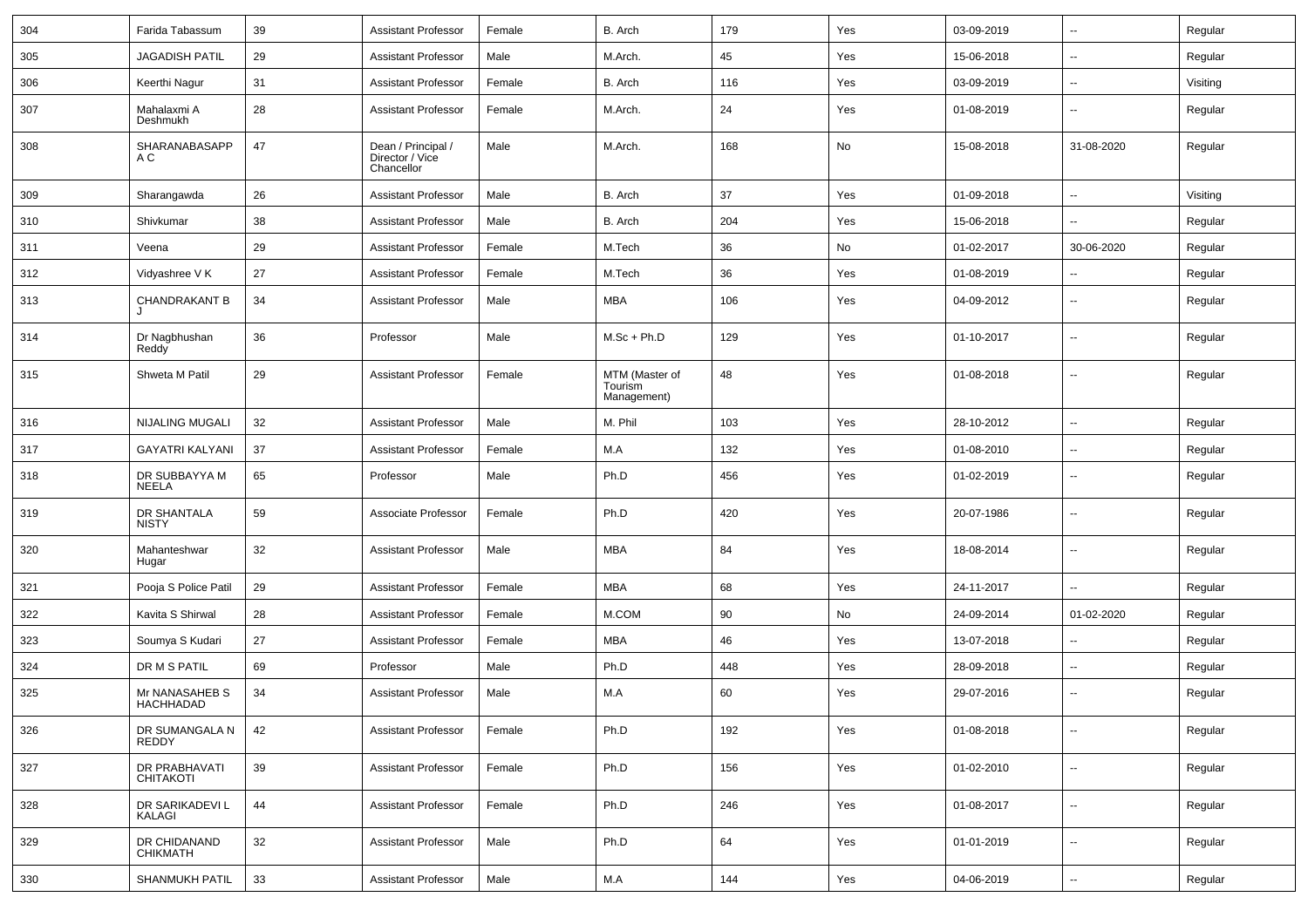| 304 | Farida Tabassum | 39 | Assistant Professor | Female | B. Arch | 179 | Yes | 03-09-2019 | -- | Regular |
|---|---|---|---|---|---|---|---|---|---|---|
| 305 | JAGADISH PATIL | 29 | Assistant Professor | Male | M.Arch. | 45 | Yes | 15-06-2018 | -- | Regular |
| 306 | Keerthi Nagur | 31 | Assistant Professor | Female | B. Arch | 116 | Yes | 03-09-2019 | -- | Visiting |
| 307 | Mahalaxmi A Deshmukh | 28 | Assistant Professor | Female | M.Arch. | 24 | Yes | 01-08-2019 | -- | Regular |
| 308 | SHARANABASAPPA C | 47 | Dean / Principal / Director / Vice Chancellor | Male | M.Arch. | 168 | No | 15-08-2018 | 31-08-2020 | Regular |
| 309 | Sharangawda | 26 | Assistant Professor | Male | B. Arch | 37 | Yes | 01-09-2018 | -- | Visiting |
| 310 | Shivkumar | 38 | Assistant Professor | Male | B. Arch | 204 | Yes | 15-06-2018 | -- | Regular |
| 311 | Veena | 29 | Assistant Professor | Female | M.Tech | 36 | No | 01-02-2017 | 30-06-2020 | Regular |
| 312 | Vidyashree V K | 27 | Assistant Professor | Female | M.Tech | 36 | Yes | 01-08-2019 | -- | Regular |
| 313 | CHANDRAKANT B J | 34 | Assistant Professor | Male | MBA | 106 | Yes | 04-09-2012 | -- | Regular |
| 314 | Dr Nagbhushan Reddy | 36 | Professor | Male | M.Sc + Ph.D | 129 | Yes | 01-10-2017 | -- | Regular |
| 315 | Shweta M Patil | 29 | Assistant Professor | Female | MTM (Master of Tourism Management) | 48 | Yes | 01-08-2018 | -- | Regular |
| 316 | NIJALING MUGALI | 32 | Assistant Professor | Male | M. Phil | 103 | Yes | 28-10-2012 | -- | Regular |
| 317 | GAYATRI KALYANI | 37 | Assistant Professor | Female | M.A | 132 | Yes | 01-08-2010 | -- | Regular |
| 318 | DR SUBBAYYA M NEELA | 65 | Professor | Male | Ph.D | 456 | Yes | 01-02-2019 | -- | Regular |
| 319 | DR SHANTALA NISTY | 59 | Associate Professor | Female | Ph.D | 420 | Yes | 20-07-1986 | -- | Regular |
| 320 | Mahanteshwar Hugar | 32 | Assistant Professor | Male | MBA | 84 | Yes | 18-08-2014 | -- | Regular |
| 321 | Pooja S Police Patil | 29 | Assistant Professor | Female | MBA | 68 | Yes | 24-11-2017 | -- | Regular |
| 322 | Kavita S Shirwal | 28 | Assistant Professor | Female | M.COM | 90 | No | 24-09-2014 | 01-02-2020 | Regular |
| 323 | Soumya S Kudari | 27 | Assistant Professor | Female | MBA | 46 | Yes | 13-07-2018 | -- | Regular |
| 324 | DR M S PATIL | 69 | Professor | Male | Ph.D | 448 | Yes | 28-09-2018 | -- | Regular |
| 325 | Mr NANASAHEB S HACHHADAD | 34 | Assistant Professor | Male | M.A | 60 | Yes | 29-07-2016 | -- | Regular |
| 326 | DR SUMANGALA N REDDY | 42 | Assistant Professor | Female | Ph.D | 192 | Yes | 01-08-2018 | -- | Regular |
| 327 | DR PRABHAVATI CHITAKOTI | 39 | Assistant Professor | Female | Ph.D | 156 | Yes | 01-02-2010 | -- | Regular |
| 328 | DR SARIKADEVI L KALAGI | 44 | Assistant Professor | Female | Ph.D | 246 | Yes | 01-08-2017 | -- | Regular |
| 329 | DR CHIDANAND CHIKMATH | 32 | Assistant Professor | Male | Ph.D | 64 | Yes | 01-01-2019 | -- | Regular |
| 330 | SHANMUKH PATIL | 33 | Assistant Professor | Male | M.A | 144 | Yes | 04-06-2019 | -- | Regular |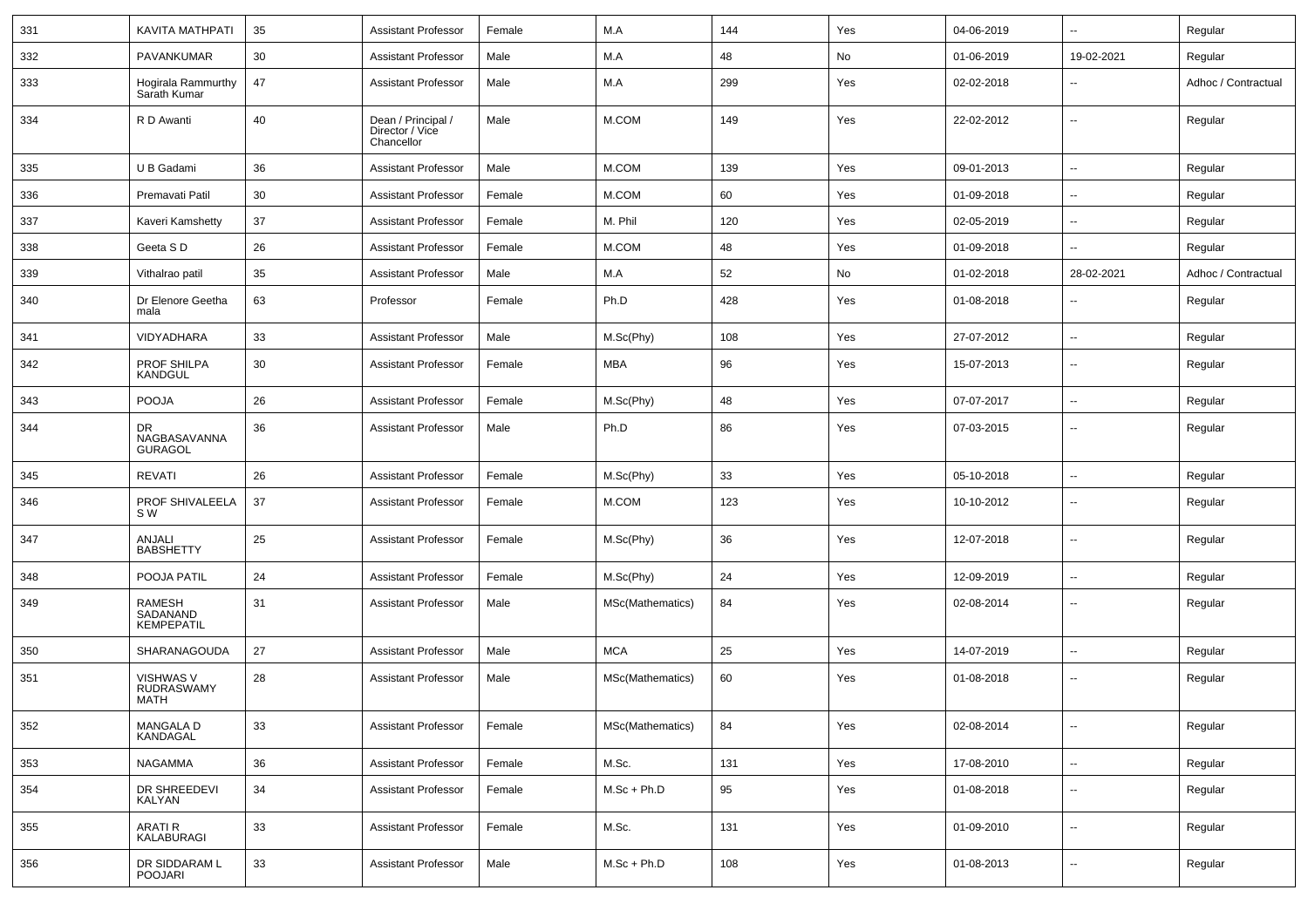| 331 | KAVITA MATHPATI | 35 | Assistant Professor | Female | M.A | 144 | Yes | 04-06-2019 | -- | Regular |
|---|---|---|---|---|---|---|---|---|---|---|
| 332 | PAVANKUMAR | 30 | Assistant Professor | Male | M.A | 48 | No | 01-06-2019 | 19-02-2021 | Regular |
| 333 | Hogirala Rammurthy Sarath Kumar | 47 | Assistant Professor | Male | M.A | 299 | Yes | 02-02-2018 | -- | Adhoc / Contractual |
| 334 | R D Awanti | 40 | Dean / Principal / Director / Vice Chancellor | Male | M.COM | 149 | Yes | 22-02-2012 | -- | Regular |
| 335 | U B Gadami | 36 | Assistant Professor | Male | M.COM | 139 | Yes | 09-01-2013 | -- | Regular |
| 336 | Premavati Patil | 30 | Assistant Professor | Female | M.COM | 60 | Yes | 01-09-2018 | -- | Regular |
| 337 | Kaveri Kamshetty | 37 | Assistant Professor | Female | M. Phil | 120 | Yes | 02-05-2019 | -- | Regular |
| 338 | Geeta S D | 26 | Assistant Professor | Female | M.COM | 48 | Yes | 01-09-2018 | -- | Regular |
| 339 | Vithalrao patil | 35 | Assistant Professor | Male | M.A | 52 | No | 01-02-2018 | 28-02-2021 | Adhoc / Contractual |
| 340 | Dr Elenore Geetha mala | 63 | Professor | Female | Ph.D | 428 | Yes | 01-08-2018 | -- | Regular |
| 341 | VIDYADHARA | 33 | Assistant Professor | Male | M.Sc(Phy) | 108 | Yes | 27-07-2012 | -- | Regular |
| 342 | PROF SHILPA KANDGUL | 30 | Assistant Professor | Female | MBA | 96 | Yes | 15-07-2013 | -- | Regular |
| 343 | POOJA | 26 | Assistant Professor | Female | M.Sc(Phy) | 48 | Yes | 07-07-2017 | -- | Regular |
| 344 | DR NAGBASAVANNA GURAGOL | 36 | Assistant Professor | Male | Ph.D | 86 | Yes | 07-03-2015 | -- | Regular |
| 345 | REVATI | 26 | Assistant Professor | Female | M.Sc(Phy) | 33 | Yes | 05-10-2018 | -- | Regular |
| 346 | PROF SHIVALEELA S W | 37 | Assistant Professor | Female | M.COM | 123 | Yes | 10-10-2012 | -- | Regular |
| 347 | ANJALI BABSHETTY | 25 | Assistant Professor | Female | M.Sc(Phy) | 36 | Yes | 12-07-2018 | -- | Regular |
| 348 | POOJA PATIL | 24 | Assistant Professor | Female | M.Sc(Phy) | 24 | Yes | 12-09-2019 | -- | Regular |
| 349 | RAMESH SADANAND KEMPEPATIL | 31 | Assistant Professor | Male | MSc(Mathematics) | 84 | Yes | 02-08-2014 | -- | Regular |
| 350 | SHARANAGOUDA | 27 | Assistant Professor | Male | MCA | 25 | Yes | 14-07-2019 | -- | Regular |
| 351 | VISHWAS V RUDRASWAMY MATH | 28 | Assistant Professor | Male | MSc(Mathematics) | 60 | Yes | 01-08-2018 | -- | Regular |
| 352 | MANGALA D KANDAGAL | 33 | Assistant Professor | Female | MSc(Mathematics) | 84 | Yes | 02-08-2014 | -- | Regular |
| 353 | NAGAMMA | 36 | Assistant Professor | Female | M.Sc. | 131 | Yes | 17-08-2010 | -- | Regular |
| 354 | DR SHREEDEVI KALYAN | 34 | Assistant Professor | Female | M.Sc + Ph.D | 95 | Yes | 01-08-2018 | -- | Regular |
| 355 | ARATI R KALABURAGI | 33 | Assistant Professor | Female | M.Sc. | 131 | Yes | 01-09-2010 | -- | Regular |
| 356 | DR SIDDARAM L POOJARI | 33 | Assistant Professor | Male | M.Sc + Ph.D | 108 | Yes | 01-08-2013 | -- | Regular |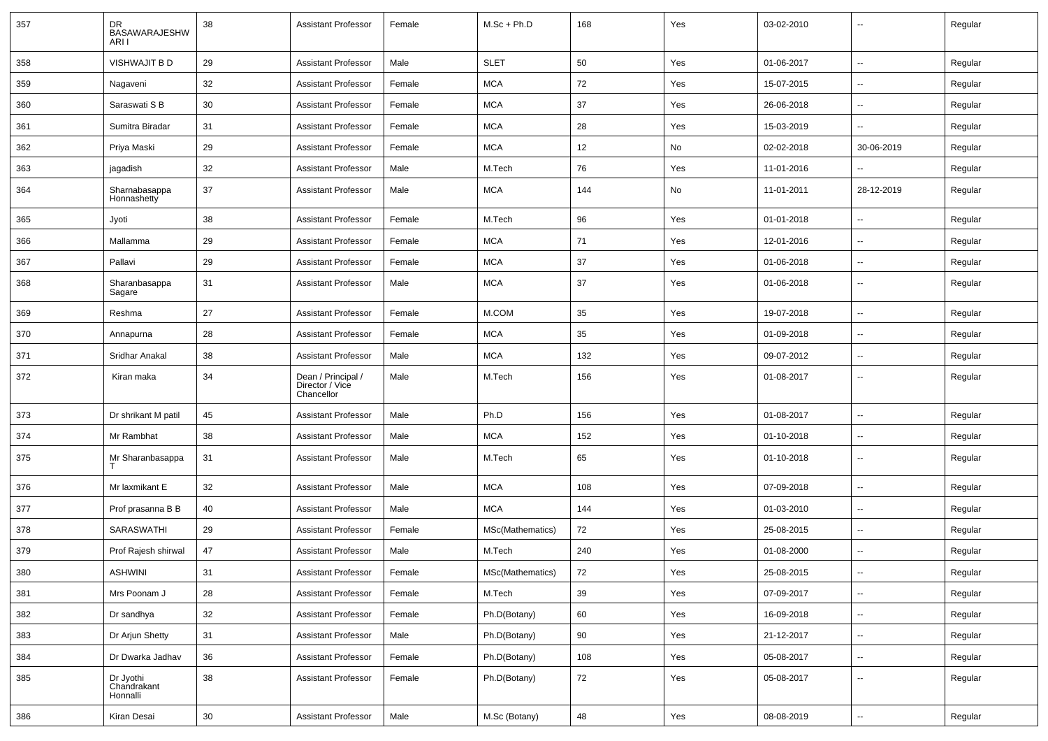| 357 | DR BASAWARAJESHWARI I | 38 | Assistant Professor | Female | M.Sc + Ph.D | 168 | Yes | 03-02-2010 | -- | Regular |
|---|---|---|---|---|---|---|---|---|---|---|
| 358 | VISHWAJIT B D | 29 | Assistant Professor | Male | SLET | 50 | Yes | 01-06-2017 | -- | Regular |
| 359 | Nagaveni | 32 | Assistant Professor | Female | MCA | 72 | Yes | 15-07-2015 | -- | Regular |
| 360 | Saraswati S B | 30 | Assistant Professor | Female | MCA | 37 | Yes | 26-06-2018 | -- | Regular |
| 361 | Sumitra Biradar | 31 | Assistant Professor | Female | MCA | 28 | Yes | 15-03-2019 | -- | Regular |
| 362 | Priya Maski | 29 | Assistant Professor | Female | MCA | 12 | No | 02-02-2018 | 30-06-2019 | Regular |
| 363 | jagadish | 32 | Assistant Professor | Male | M.Tech | 76 | Yes | 11-01-2016 | -- | Regular |
| 364 | Sharnabasappa Honnashetty | 37 | Assistant Professor | Male | MCA | 144 | No | 11-01-2011 | 28-12-2019 | Regular |
| 365 | Jyoti | 38 | Assistant Professor | Female | M.Tech | 96 | Yes | 01-01-2018 | -- | Regular |
| 366 | Mallamma | 29 | Assistant Professor | Female | MCA | 71 | Yes | 12-01-2016 | -- | Regular |
| 367 | Pallavi | 29 | Assistant Professor | Female | MCA | 37 | Yes | 01-06-2018 | -- | Regular |
| 368 | Sharanbasappa Sagare | 31 | Assistant Professor | Male | MCA | 37 | Yes | 01-06-2018 | -- | Regular |
| 369 | Reshma | 27 | Assistant Professor | Female | M.COM | 35 | Yes | 19-07-2018 | -- | Regular |
| 370 | Annapurna | 28 | Assistant Professor | Female | MCA | 35 | Yes | 01-09-2018 | -- | Regular |
| 371 | Sridhar Anakal | 38 | Assistant Professor | Male | MCA | 132 | Yes | 09-07-2012 | -- | Regular |
| 372 | Kiran maka | 34 | Dean / Principal / Director / Vice Chancellor | Male | M.Tech | 156 | Yes | 01-08-2017 | -- | Regular |
| 373 | Dr shrikant M patil | 45 | Assistant Professor | Male | Ph.D | 156 | Yes | 01-08-2017 | -- | Regular |
| 374 | Mr Rambhat | 38 | Assistant Professor | Male | MCA | 152 | Yes | 01-10-2018 | -- | Regular |
| 375 | Mr Sharanbasappa T | 31 | Assistant Professor | Male | M.Tech | 65 | Yes | 01-10-2018 | -- | Regular |
| 376 | Mr laxmikant E | 32 | Assistant Professor | Male | MCA | 108 | Yes | 07-09-2018 | -- | Regular |
| 377 | Prof prasanna B B | 40 | Assistant Professor | Male | MCA | 144 | Yes | 01-03-2010 | -- | Regular |
| 378 | SARASWATHI | 29 | Assistant Professor | Female | MSc(Mathematics) | 72 | Yes | 25-08-2015 | -- | Regular |
| 379 | Prof Rajesh shirwal | 47 | Assistant Professor | Male | M.Tech | 240 | Yes | 01-08-2000 | -- | Regular |
| 380 | ASHWINI | 31 | Assistant Professor | Female | MSc(Mathematics) | 72 | Yes | 25-08-2015 | -- | Regular |
| 381 | Mrs Poonam J | 28 | Assistant Professor | Female | M.Tech | 39 | Yes | 07-09-2017 | -- | Regular |
| 382 | Dr sandhya | 32 | Assistant Professor | Female | Ph.D(Botany) | 60 | Yes | 16-09-2018 | -- | Regular |
| 383 | Dr Arjun Shetty | 31 | Assistant Professor | Male | Ph.D(Botany) | 90 | Yes | 21-12-2017 | -- | Regular |
| 384 | Dr Dwarka Jadhav | 36 | Assistant Professor | Female | Ph.D(Botany) | 108 | Yes | 05-08-2017 | -- | Regular |
| 385 | Dr Jyothi Chandrakant Honnalli | 38 | Assistant Professor | Female | Ph.D(Botany) | 72 | Yes | 05-08-2017 | -- | Regular |
| 386 | Kiran Desai | 30 | Assistant Professor | Male | M.Sc (Botany) | 48 | Yes | 08-08-2019 | -- | Regular |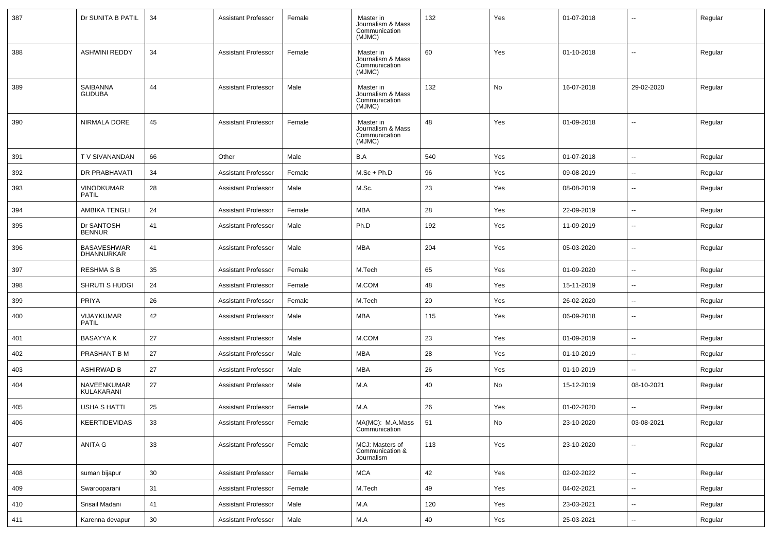| 387 | Dr SUNITA B PATIL | 34 | Assistant Professor | Female | Master in Journalism & Mass Communication (MJMC) | 132 | Yes | 01-07-2018 | -- | Regular |
|---|---|---|---|---|---|---|---|---|---|---|
| 388 | ASHWINI REDDY | 34 | Assistant Professor | Female | Master in Journalism & Mass Communication (MJMC) | 60 | Yes | 01-10-2018 | -- | Regular |
| 389 | SAIBANNA GUDUBA | 44 | Assistant Professor | Male | Master in Journalism & Mass Communication (MJMC) | 132 | No | 16-07-2018 | 29-02-2020 | Regular |
| 390 | NIRMALA DORE | 45 | Assistant Professor | Female | Master in Journalism & Mass Communication (MJMC) | 48 | Yes | 01-09-2018 | -- | Regular |
| 391 | T V SIVANANDAN | 66 | Other | Male | B.A | 540 | Yes | 01-07-2018 | -- | Regular |
| 392 | DR PRABHAVATI | 34 | Assistant Professor | Female | M.Sc + Ph.D | 96 | Yes | 09-08-2019 | -- | Regular |
| 393 | VINODKUMAR PATIL | 28 | Assistant Professor | Male | M.Sc. | 23 | Yes | 08-08-2019 | -- | Regular |
| 394 | AMBIKA TENGLI | 24 | Assistant Professor | Female | MBA | 28 | Yes | 22-09-2019 | -- | Regular |
| 395 | Dr SANTOSH BENNUR | 41 | Assistant Professor | Male | Ph.D | 192 | Yes | 11-09-2019 | -- | Regular |
| 396 | BASAVESHWAR DHANNURKAR | 41 | Assistant Professor | Male | MBA | 204 | Yes | 05-03-2020 | -- | Regular |
| 397 | RESHMA S B | 35 | Assistant Professor | Female | M.Tech | 65 | Yes | 01-09-2020 | -- | Regular |
| 398 | SHRUTI S HUDGI | 24 | Assistant Professor | Female | M.COM | 48 | Yes | 15-11-2019 | -- | Regular |
| 399 | PRIYA | 26 | Assistant Professor | Female | M.Tech | 20 | Yes | 26-02-2020 | -- | Regular |
| 400 | VIJAYKUMAR PATIL | 42 | Assistant Professor | Male | MBA | 115 | Yes | 06-09-2018 | -- | Regular |
| 401 | BASAYYA K | 27 | Assistant Professor | Male | M.COM | 23 | Yes | 01-09-2019 | -- | Regular |
| 402 | PRASHANT B M | 27 | Assistant Professor | Male | MBA | 28 | Yes | 01-10-2019 | -- | Regular |
| 403 | ASHIRWAD B | 27 | Assistant Professor | Male | MBA | 26 | Yes | 01-10-2019 | -- | Regular |
| 404 | NAVEENKUMAR KULAKARANI | 27 | Assistant Professor | Male | M.A | 40 | No | 15-12-2019 | 08-10-2021 | Regular |
| 405 | USHA S HATTI | 25 | Assistant Professor | Female | M.A | 26 | Yes | 01-02-2020 | -- | Regular |
| 406 | KEERTIDEVIDAS | 33 | Assistant Professor | Female | MA(MC): M.A.Mass Communication | 51 | No | 23-10-2020 | 03-08-2021 | Regular |
| 407 | ANITA G | 33 | Assistant Professor | Female | MCJ: Masters of Communication & Journalism | 113 | Yes | 23-10-2020 | -- | Regular |
| 408 | suman bijapur | 30 | Assistant Professor | Female | MCA | 42 | Yes | 02-02-2022 | -- | Regular |
| 409 | Swarooparani | 31 | Assistant Professor | Female | M.Tech | 49 | Yes | 04-02-2021 | -- | Regular |
| 410 | Srisail Madani | 41 | Assistant Professor | Male | M.A | 120 | Yes | 23-03-2021 | -- | Regular |
| 411 | Karenna devapur | 30 | Assistant Professor | Male | M.A | 40 | Yes | 25-03-2021 | -- | Regular |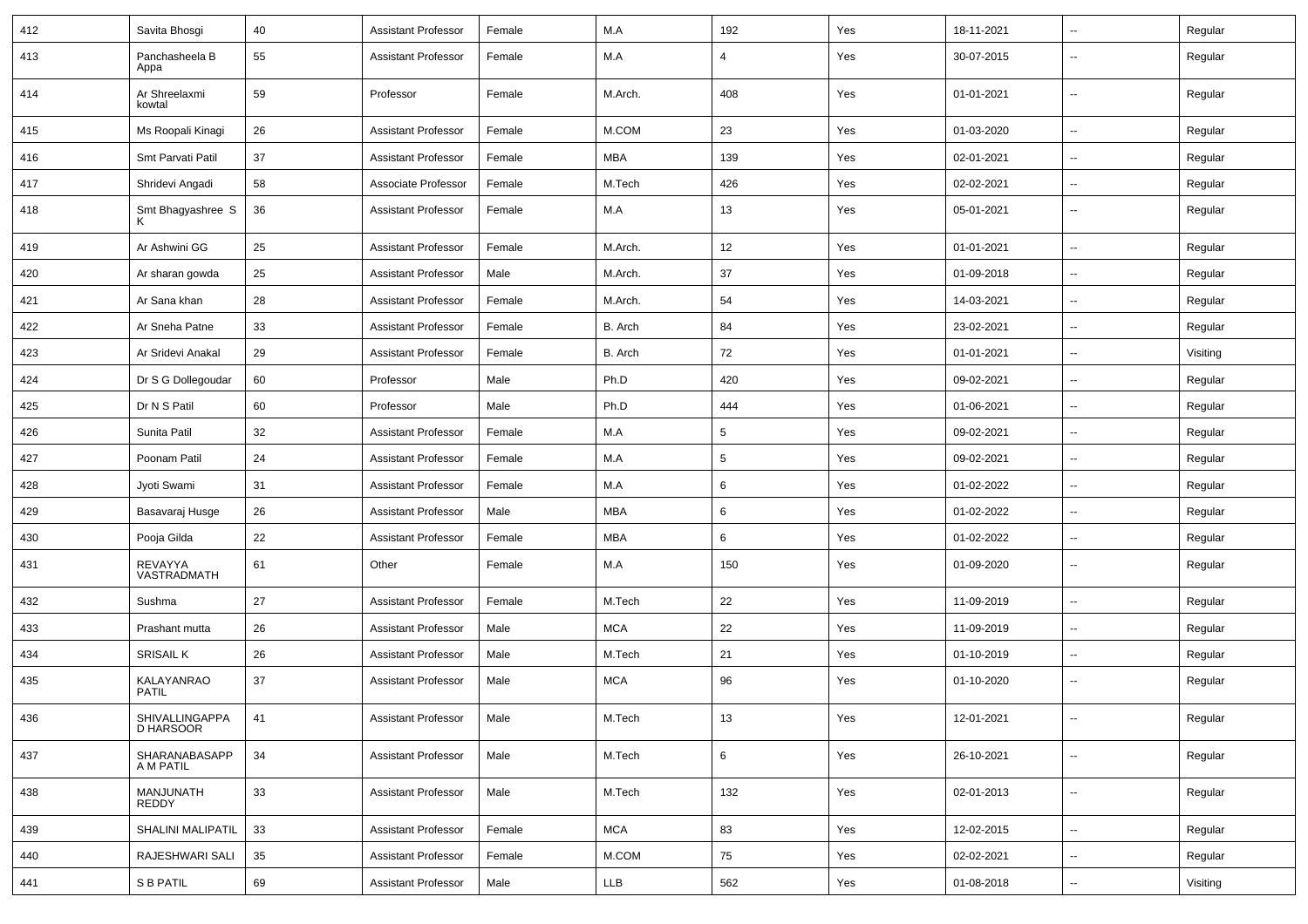| 412 | Savita Bhosgi | 40 | Assistant Professor | Female | M.A | 192 | Yes | 18-11-2021 | -- | Regular |
|---|---|---|---|---|---|---|---|---|---|---|
| 413 | Panchasheela B Appa | 55 | Assistant Professor | Female | M.A | 4 | Yes | 30-07-2015 | -- | Regular |
| 414 | Ar Shreelaxmi kowtal | 59 | Professor | Female | M.Arch. | 408 | Yes | 01-01-2021 | -- | Regular |
| 415 | Ms Roopali Kinagi | 26 | Assistant Professor | Female | M.COM | 23 | Yes | 01-03-2020 | -- | Regular |
| 416 | Smt Parvati Patil | 37 | Assistant Professor | Female | MBA | 139 | Yes | 02-01-2021 | -- | Regular |
| 417 | Shridevi Angadi | 58 | Associate Professor | Female | M.Tech | 426 | Yes | 02-02-2021 | -- | Regular |
| 418 | Smt Bhagyashree S K | 36 | Assistant Professor | Female | M.A | 13 | Yes | 05-01-2021 | -- | Regular |
| 419 | Ar Ashwini GG | 25 | Assistant Professor | Female | M.Arch. | 12 | Yes | 01-01-2021 | -- | Regular |
| 420 | Ar sharan gowda | 25 | Assistant Professor | Male | M.Arch. | 37 | Yes | 01-09-2018 | -- | Regular |
| 421 | Ar Sana khan | 28 | Assistant Professor | Female | M.Arch. | 54 | Yes | 14-03-2021 | -- | Regular |
| 422 | Ar Sneha Patne | 33 | Assistant Professor | Female | B. Arch | 84 | Yes | 23-02-2021 | -- | Regular |
| 423 | Ar Sridevi Anakal | 29 | Assistant Professor | Female | B. Arch | 72 | Yes | 01-01-2021 | -- | Visiting |
| 424 | Dr S G Dollegoudar | 60 | Professor | Male | Ph.D | 420 | Yes | 09-02-2021 | -- | Regular |
| 425 | Dr N S Patil | 60 | Professor | Male | Ph.D | 444 | Yes | 01-06-2021 | -- | Regular |
| 426 | Sunita Patil | 32 | Assistant Professor | Female | M.A | 5 | Yes | 09-02-2021 | -- | Regular |
| 427 | Poonam Patil | 24 | Assistant Professor | Female | M.A | 5 | Yes | 09-02-2021 | -- | Regular |
| 428 | Jyoti Swami | 31 | Assistant Professor | Female | M.A | 6 | Yes | 01-02-2022 | -- | Regular |
| 429 | Basavaraj Husge | 26 | Assistant Professor | Male | MBA | 6 | Yes | 01-02-2022 | -- | Regular |
| 430 | Pooja Gilda | 22 | Assistant Professor | Female | MBA | 6 | Yes | 01-02-2022 | -- | Regular |
| 431 | REVAYYA VASTRADMATH | 61 | Other | Female | M.A | 150 | Yes | 01-09-2020 | -- | Regular |
| 432 | Sushma | 27 | Assistant Professor | Female | M.Tech | 22 | Yes | 11-09-2019 | -- | Regular |
| 433 | Prashant mutta | 26 | Assistant Professor | Male | MCA | 22 | Yes | 11-09-2019 | -- | Regular |
| 434 | SRISAIL K | 26 | Assistant Professor | Male | M.Tech | 21 | Yes | 01-10-2019 | -- | Regular |
| 435 | KALAYANRAO PATIL | 37 | Assistant Professor | Male | MCA | 96 | Yes | 01-10-2020 | -- | Regular |
| 436 | SHIVALLINGAPPA D HARSOOR | 41 | Assistant Professor | Male | M.Tech | 13 | Yes | 12-01-2021 | -- | Regular |
| 437 | SHARANABASAPP A M PATIL | 34 | Assistant Professor | Male | M.Tech | 6 | Yes | 26-10-2021 | -- | Regular |
| 438 | MANJUNATH REDDY | 33 | Assistant Professor | Male | M.Tech | 132 | Yes | 02-01-2013 | -- | Regular |
| 439 | SHALINI MALIPATIL | 33 | Assistant Professor | Female | MCA | 83 | Yes | 12-02-2015 | -- | Regular |
| 440 | RAJESHWARI SALI | 35 | Assistant Professor | Female | M.COM | 75 | Yes | 02-02-2021 | -- | Regular |
| 441 | S B PATIL | 69 | Assistant Professor | Male | LLB | 562 | Yes | 01-08-2018 | -- | Visiting |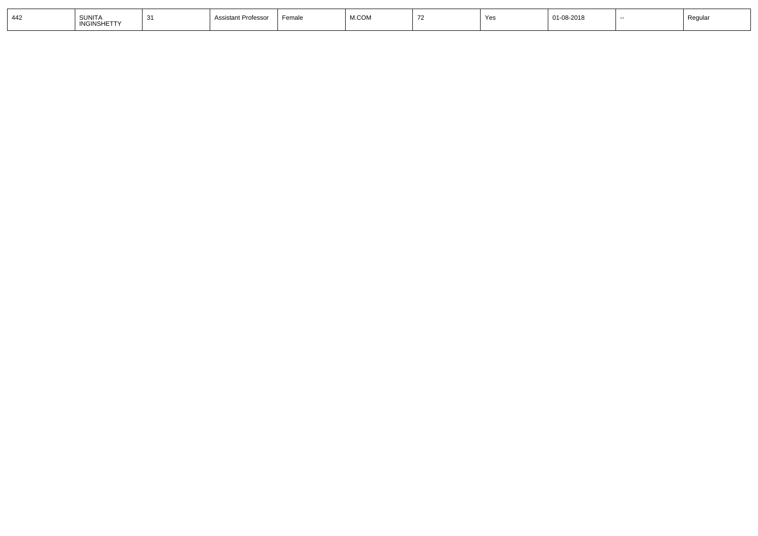| | | | | | | | | | | |
|---|---|---|---|---|---|---|---|---|---|---|
| 442 | SUNITA INGINSHETTY | 31 | Assistant Professor | Female | M.COM | 72 | Yes | 01-08-2018 | -- | Regular |